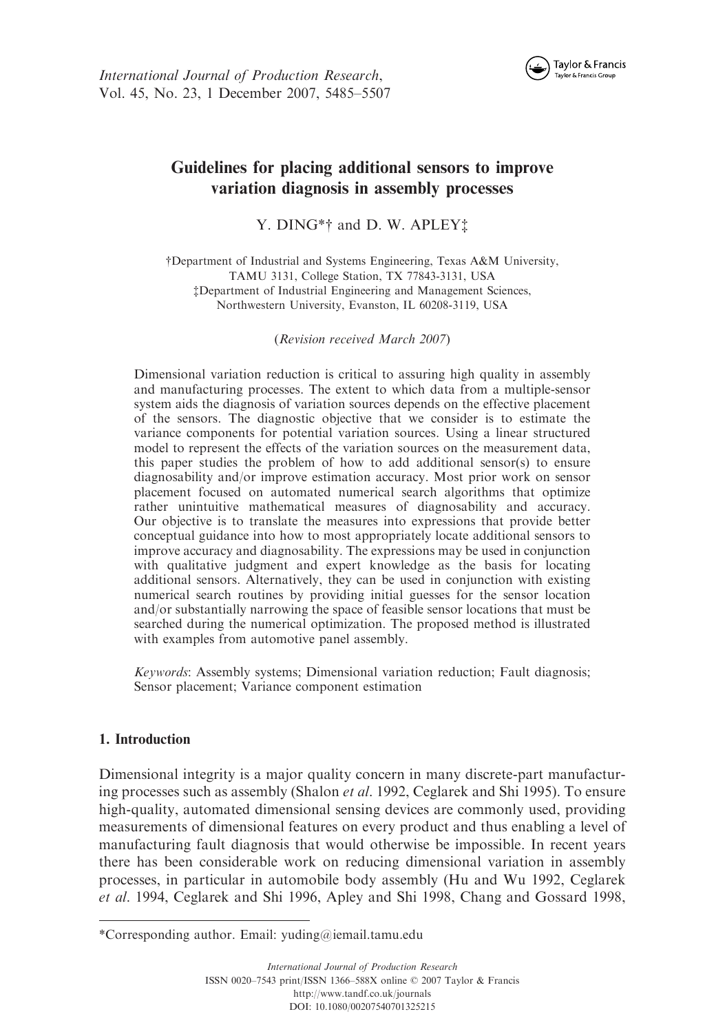# Guidelines for placing additional sensors to improve variation diagnosis in assembly processes

Y. DING*† and D. W. APLEY‡

†Department of Industrial and Systems Engineering, Texas A&M University, TAMU 3131, College Station, TX 77843-3131, USA
‡Department of Industrial Engineering and Management Sciences, Northwestern University, Evanston, IL 60208-3119, USA

(*Revision received March 2007*)

Dimensional variation reduction is critical to assuring high quality in assembly and manufacturing processes. The extent to which data from a multiple-sensor system aids the diagnosis of variation sources depends on the effective placement of the sensors. The diagnostic objective that we consider is to estimate the variance components for potential variation sources. Using a linear structured model to represent the effects of the variation sources on the measurement data, this paper studies the problem of how to add additional sensor(s) to ensure diagnosability and/or improve estimation accuracy. Most prior work on sensor placement focused on automated numerical search algorithms that optimize rather unintuitive mathematical measures of diagnosability and accuracy. Our objective is to translate the measures into expressions that provide better conceptual guidance into how to most appropriately locate additional sensors to improve accuracy and diagnosability. The expressions may be used in conjunction with qualitative judgment and expert knowledge as the basis for locating additional sensors. Alternatively, they can be used in conjunction with existing numerical search routines by providing initial guesses for the sensor location and/or substantially narrowing the space of feasible sensor locations that must be searched during the numerical optimization. The proposed method is illustrated with examples from automotive panel assembly.

*Keywords*: Assembly systems; Dimensional variation reduction; Fault diagnosis; Sensor placement; Variance component estimation

## 1. Introduction

Dimensional integrity is a major quality concern in many discrete-part manufacturing processes such as assembly (Shalon *et al*. 1992, Ceglarek and Shi 1995). To ensure high-quality, automated dimensional sensing devices are commonly used, providing measurements of dimensional features on every product and thus enabling a level of manufacturing fault diagnosis that would otherwise be impossible. In recent years there has been considerable work on reducing dimensional variation in assembly processes, in particular in automobile body assembly (Hu and Wu 1992, Ceglarek *et al*. 1994, Ceglarek and Shi 1996, Apley and Shi 1998, Chang and Gossard 1998,

*Corresponding author. Email: yuding@iemail.tamu.edu

International Journal of Production Research
ISSN 0020–7543 print/ISSN 1366–588X online © 2007 Taylor & Francis
http://www.tandf.co.uk/journals
DOI: 10.1080/00207540701325215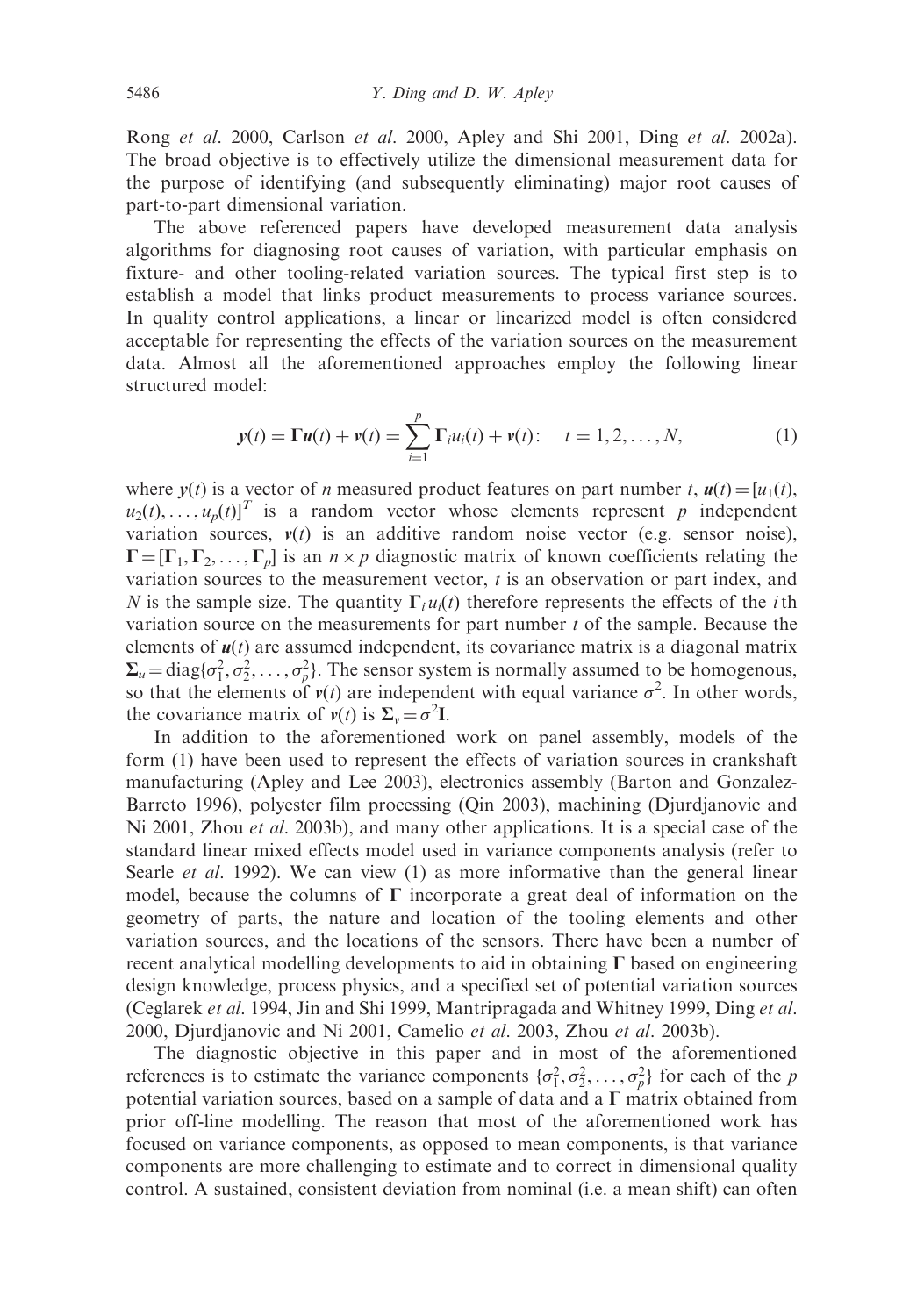Rong *et al.* 2000, Carlson *et al.* 2000, Apley and Shi 2001, Ding *et al.* 2002a). The broad objective is to effectively utilize the dimensional measurement data for the purpose of identifying (and subsequently eliminating) major root causes of part-to-part dimensional variation.

The above referenced papers have developed measurement data analysis algorithms for diagnosing root causes of variation, with particular emphasis on fixture- and other tooling-related variation sources. The typical first step is to establish a model that links product measurements to process variance sources. In quality control applications, a linear or linearized model is often considered acceptable for representing the effects of the variation sources on the measurement data. Almost all the aforementioned approaches employ the following linear structured model:

$$\mathbf{y}(t) = \mathbf{\Gamma}\mathbf{u}(t) + \mathbf{v}(t) = \sum_{i=1}^{p} \mathbf{\Gamma}_i u_i(t) + \mathbf{v}(t): \quad t = 1, 2, \ldots, N, \tag{1}$$

where $\mathbf{y}(t)$ is a vector of $n$ measured product features on part number $t$, $\mathbf{u}(t) = [u_1(t), u_2(t), \ldots, u_p(t)]^T$ is a random vector whose elements represent $p$ independent variation sources, $\mathbf{v}(t)$ is an additive random noise vector (e.g. sensor noise), $\mathbf{\Gamma} = [\mathbf{\Gamma}_1, \mathbf{\Gamma}_2, \ldots, \mathbf{\Gamma}_p]$ is an $n \times p$ diagnostic matrix of known coefficients relating the variation sources to the measurement vector, $t$ is an observation or part index, and $N$ is the sample size. The quantity $\mathbf{\Gamma}_i u_i(t)$ therefore represents the effects of the $i$th variation source on the measurements for part number $t$ of the sample. Because the elements of $\mathbf{u}(t)$ are assumed independent, its covariance matrix is a diagonal matrix $\mathbf{\Sigma}_u = \text{diag}\{\sigma_1^2, \sigma_2^2, \ldots, \sigma_p^2\}$. The sensor system is normally assumed to be homogenous, so that the elements of $\mathbf{v}(t)$ are independent with equal variance $\sigma^2$. In other words, the covariance matrix of $\mathbf{v}(t)$ is $\mathbf{\Sigma}_v = \sigma^2\mathbf{I}$.

In addition to the aforementioned work on panel assembly, models of the form (1) have been used to represent the effects of variation sources in crankshaft manufacturing (Apley and Lee 2003), electronics assembly (Barton and Gonzalez-Barreto 1996), polyester film processing (Qin 2003), machining (Djurdjanovic and Ni 2001, Zhou *et al.* 2003b), and many other applications. It is a special case of the standard linear mixed effects model used in variance components analysis (refer to Searle *et al.* 1992). We can view (1) as more informative than the general linear model, because the columns of $\mathbf{\Gamma}$ incorporate a great deal of information on the geometry of parts, the nature and location of the tooling elements and other variation sources, and the locations of the sensors. There have been a number of recent analytical modelling developments to aid in obtaining $\mathbf{\Gamma}$ based on engineering design knowledge, process physics, and a specified set of potential variation sources (Ceglarek *et al.* 1994, Jin and Shi 1999, Mantripragada and Whitney 1999, Ding *et al.* 2000, Djurdjanovic and Ni 2001, Camelio *et al.* 2003, Zhou *et al.* 2003b).

The diagnostic objective in this paper and in most of the aforementioned references is to estimate the variance components $\{\sigma_1^2, \sigma_2^2, \ldots, \sigma_p^2\}$ for each of the $p$ potential variation sources, based on a sample of data and a $\mathbf{\Gamma}$ matrix obtained from prior off-line modelling. The reason that most of the aforementioned work has focused on variance components, as opposed to mean components, is that variance components are more challenging to estimate and to correct in dimensional quality control. A sustained, consistent deviation from nominal (i.e. a mean shift) can often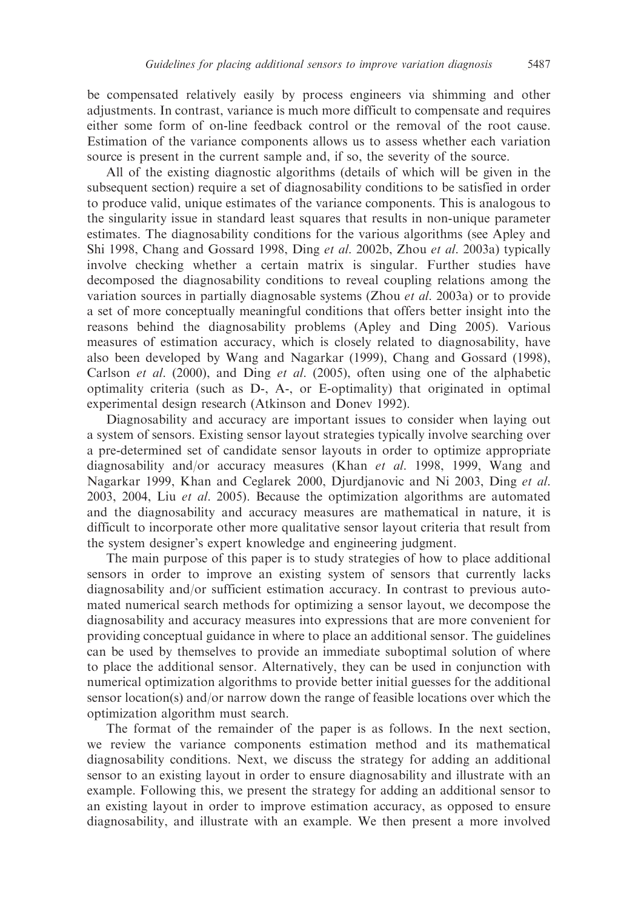be compensated relatively easily by process engineers via shimming and other adjustments. In contrast, variance is much more difficult to compensate and requires either some form of on-line feedback control or the removal of the root cause. Estimation of the variance components allows us to assess whether each variation source is present in the current sample and, if so, the severity of the source.

All of the existing diagnostic algorithms (details of which will be given in the subsequent section) require a set of diagnosability conditions to be satisfied in order to produce valid, unique estimates of the variance components. This is analogous to the singularity issue in standard least squares that results in non-unique parameter estimates. The diagnosability conditions for the various algorithms (see Apley and Shi 1998, Chang and Gossard 1998, Ding *et al.* 2002b, Zhou *et al.* 2003a) typically involve checking whether a certain matrix is singular. Further studies have decomposed the diagnosability conditions to reveal coupling relations among the variation sources in partially diagnosable systems (Zhou *et al.* 2003a) or to provide a set of more conceptually meaningful conditions that offers better insight into the reasons behind the diagnosability problems (Apley and Ding 2005). Various measures of estimation accuracy, which is closely related to diagnosability, have also been developed by Wang and Nagarkar (1999), Chang and Gossard (1998), Carlson *et al.* (2000), and Ding *et al.* (2005), often using one of the alphabetic optimality criteria (such as D-, A-, or E-optimality) that originated in optimal experimental design research (Atkinson and Donev 1992).

Diagnosability and accuracy are important issues to consider when laying out a system of sensors. Existing sensor layout strategies typically involve searching over a pre-determined set of candidate sensor layouts in order to optimize appropriate diagnosability and/or accuracy measures (Khan *et al.* 1998, 1999, Wang and Nagarkar 1999, Khan and Ceglarek 2000, Djurdjanovic and Ni 2003, Ding *et al.* 2003, 2004, Liu *et al.* 2005). Because the optimization algorithms are automated and the diagnosability and accuracy measures are mathematical in nature, it is difficult to incorporate other more qualitative sensor layout criteria that result from the system designer's expert knowledge and engineering judgment.

The main purpose of this paper is to study strategies of how to place additional sensors in order to improve an existing system of sensors that currently lacks diagnosability and/or sufficient estimation accuracy. In contrast to previous automated numerical search methods for optimizing a sensor layout, we decompose the diagnosability and accuracy measures into expressions that are more convenient for providing conceptual guidance in where to place an additional sensor. The guidelines can be used by themselves to provide an immediate suboptimal solution of where to place the additional sensor. Alternatively, they can be used in conjunction with numerical optimization algorithms to provide better initial guesses for the additional sensor location(s) and/or narrow down the range of feasible locations over which the optimization algorithm must search.

The format of the remainder of the paper is as follows. In the next section, we review the variance components estimation method and its mathematical diagnosability conditions. Next, we discuss the strategy for adding an additional sensor to an existing layout in order to ensure diagnosability and illustrate with an example. Following this, we present the strategy for adding an additional sensor to an existing layout in order to improve estimation accuracy, as opposed to ensure diagnosability, and illustrate with an example. We then present a more involved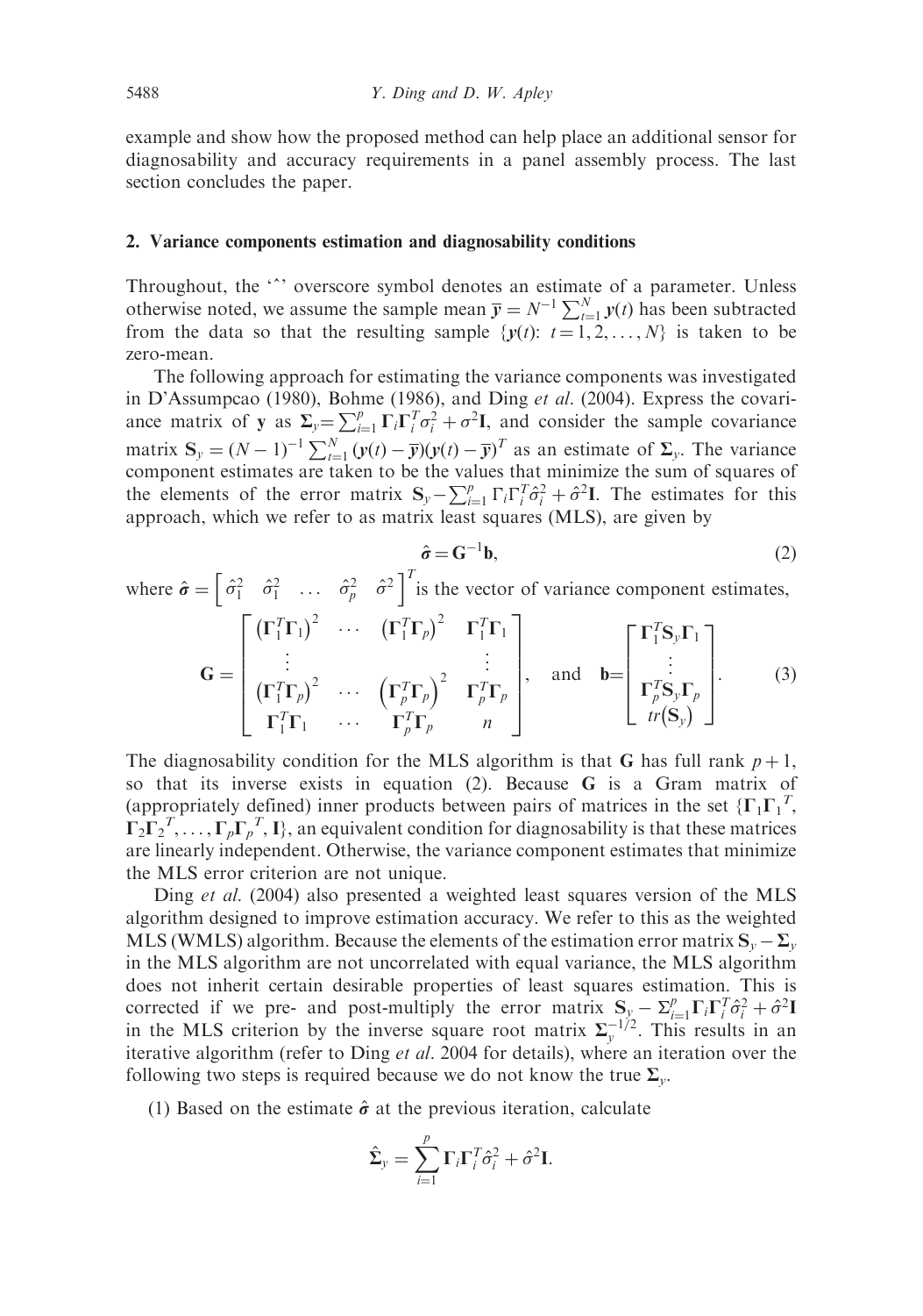example and show how the proposed method can help place an additional sensor for diagnosability and accuracy requirements in a panel assembly process. The last section concludes the paper.

## 2. Variance components estimation and diagnosability conditions

Throughout, the '^' overscore symbol denotes an estimate of a parameter. Unless otherwise noted, we assume the sample mean $\overline{\mathbf{y}} = N^{-1}\sum_{t=1}^{N}\mathbf{y}(t)$ has been subtracted from the data so that the resulting sample $\{\mathbf{y}(t)\text{: } t = 1, 2, \ldots, N\}$ is taken to be zero-mean.

The following approach for estimating the variance components was investigated in D'Assumpcao (1980), Bohme (1986), and Ding *et al.* (2004). Express the covariance matrix of $\mathbf{y}$ as $\boldsymbol{\Sigma}_y = \sum_{i=1}^{p}\boldsymbol{\Gamma}_i\boldsymbol{\Gamma}_i^T\sigma_i^2 + \sigma^2\mathbf{I}$, and consider the sample covariance matrix $\mathbf{S}_y = (N-1)^{-1}\sum_{t=1}^{N}(\mathbf{y}(t) - \overline{\mathbf{y}})(\mathbf{y}(t) - \overline{\mathbf{y}})^T$ as an estimate of $\boldsymbol{\Sigma}_y$. The variance component estimates are taken to be the values that minimize the sum of squares of the elements of the error matrix $\mathbf{S}_y - \sum_{i=1}^{p}\boldsymbol{\Gamma}_i\boldsymbol{\Gamma}_i^T\hat{\sigma}_i^2 + \hat{\sigma}^2\mathbf{I}$. The estimates for this approach, which we refer to as matrix least squares (MLS), are given by

$$\hat{\boldsymbol{\sigma}} = \mathbf{G}^{-1}\mathbf{b}, \tag{2}$$

where $\hat{\boldsymbol{\sigma}} = \begin{bmatrix} \hat{\sigma}_1^2 & \hat{\sigma}_1^2 & \ldots & \hat{\sigma}_p^2 & \hat{\sigma}^2 \end{bmatrix}^T$ is the vector of variance component estimates,

$$\mathbf{G} = \begin{bmatrix} \left(\boldsymbol{\Gamma}_1^T\boldsymbol{\Gamma}_1\right)^2 & \cdots & \left(\boldsymbol{\Gamma}_1^T\boldsymbol{\Gamma}_p\right)^2 & \boldsymbol{\Gamma}_1^T\boldsymbol{\Gamma}_1 \\ \vdots & & & \vdots \\ \left(\boldsymbol{\Gamma}_1^T\boldsymbol{\Gamma}_p\right)^2 & \cdots & \left(\boldsymbol{\Gamma}_p^T\boldsymbol{\Gamma}_p\right)^2 & \boldsymbol{\Gamma}_p^T\boldsymbol{\Gamma}_p \\ \boldsymbol{\Gamma}_1^T\boldsymbol{\Gamma}_1 & \cdots & \boldsymbol{\Gamma}_p^T\boldsymbol{\Gamma}_p & n \end{bmatrix}, \quad \text{and} \quad \mathbf{b} = \begin{bmatrix} \boldsymbol{\Gamma}_1^T\mathbf{S}_y\boldsymbol{\Gamma}_1 \\ \vdots \\ \boldsymbol{\Gamma}_p^T\mathbf{S}_y\boldsymbol{\Gamma}_p \\ tr(\mathbf{S}_y) \end{bmatrix}. \tag{3}$$

The diagnosability condition for the MLS algorithm is that $\mathbf{G}$ has full rank $p+1$, so that its inverse exists in equation (2). Because $\mathbf{G}$ is a Gram matrix of (appropriately defined) inner products between pairs of matrices in the set $\{\boldsymbol{\Gamma}_1\boldsymbol{\Gamma}_1{}^T, \boldsymbol{\Gamma}_2\boldsymbol{\Gamma}_2{}^T, \ldots, \boldsymbol{\Gamma}_p\boldsymbol{\Gamma}_p{}^T, \mathbf{I}\}$, an equivalent condition for diagnosability is that these matrices are linearly independent. Otherwise, the variance component estimates that minimize the MLS error criterion are not unique.

Ding *et al.* (2004) also presented a weighted least squares version of the MLS algorithm designed to improve estimation accuracy. We refer to this as the weighted MLS (WMLS) algorithm. Because the elements of the estimation error matrix $\mathbf{S}_y - \boldsymbol{\Sigma}_y$ in the MLS algorithm are not uncorrelated with equal variance, the MLS algorithm does not inherit certain desirable properties of least squares estimation. This is corrected if we pre- and post-multiply the error matrix $\mathbf{S}_y - \Sigma_{i=1}^{p}\boldsymbol{\Gamma}_i\boldsymbol{\Gamma}_i^T\hat{\sigma}_i^2 + \hat{\sigma}^2\mathbf{I}$ in the MLS criterion by the inverse square root matrix $\boldsymbol{\Sigma}_y^{-1/2}$. This results in an iterative algorithm (refer to Ding *et al.* 2004 for details), where an iteration over the following two steps is required because we do not know the true $\boldsymbol{\Sigma}_y$.

(1) Based on the estimate $\hat{\boldsymbol{\sigma}}$ at the previous iteration, calculate

$$\hat{\boldsymbol{\Sigma}}_y = \sum_{i=1}^{p}\boldsymbol{\Gamma}_i\boldsymbol{\Gamma}_i^T\hat{\sigma}_i^2 + \hat{\sigma}^2\mathbf{I}.$$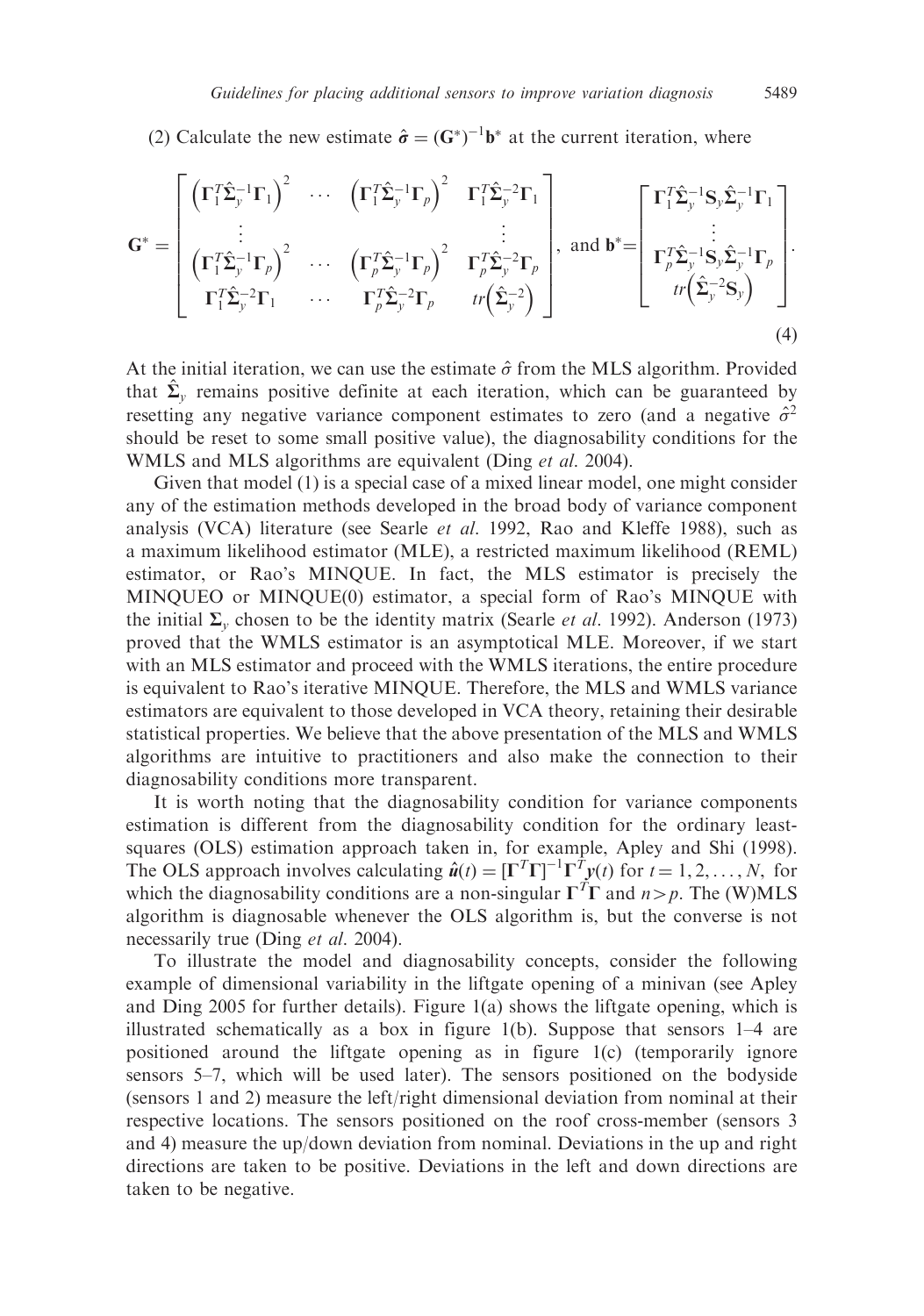(2) Calculate the new estimate $\hat{\boldsymbol{\sigma}} = (\mathbf{G}^*)^{-1}\mathbf{b}^*$ at the current iteration, where

$$
\mathbf{G}^* = \begin{bmatrix} \left(\boldsymbol{\Gamma}_1^T \hat{\boldsymbol{\Sigma}}_y^{-1} \boldsymbol{\Gamma}_1\right)^2 & \cdots & \left(\boldsymbol{\Gamma}_1^T \hat{\boldsymbol{\Sigma}}_y^{-1} \boldsymbol{\Gamma}_p\right)^2 & \boldsymbol{\Gamma}_1^T \hat{\boldsymbol{\Sigma}}_y^{-2} \boldsymbol{\Gamma}_1 \\ \vdots & & & \vdots \\ \left(\boldsymbol{\Gamma}_1^T \hat{\boldsymbol{\Sigma}}_y^{-1} \boldsymbol{\Gamma}_p\right)^2 & \cdots & \left(\boldsymbol{\Gamma}_p^T \hat{\boldsymbol{\Sigma}}_y^{-1} \boldsymbol{\Gamma}_p\right)^2 & \boldsymbol{\Gamma}_p^T \hat{\boldsymbol{\Sigma}}_y^{-2} \boldsymbol{\Gamma}_p \\ \boldsymbol{\Gamma}_1^T \hat{\boldsymbol{\Sigma}}_y^{-2} \boldsymbol{\Gamma}_1 & \cdots & \boldsymbol{\Gamma}_p^T \hat{\boldsymbol{\Sigma}}_y^{-2} \boldsymbol{\Gamma}_p & tr\left(\hat{\boldsymbol{\Sigma}}_y^{-2}\right) \end{bmatrix}, \text{ and } \mathbf{b}^* = \begin{bmatrix} \boldsymbol{\Gamma}_1^T \hat{\boldsymbol{\Sigma}}_y^{-1} \mathbf{S}_y \hat{\boldsymbol{\Sigma}}_y^{-1} \boldsymbol{\Gamma}_1 \\ \vdots \\ \boldsymbol{\Gamma}_p^T \hat{\boldsymbol{\Sigma}}_y^{-1} \mathbf{S}_y \hat{\boldsymbol{\Sigma}}_y^{-1} \boldsymbol{\Gamma}_p \\ tr\left(\hat{\boldsymbol{\Sigma}}_y^{-2} \mathbf{S}_y\right) \end{bmatrix}. \tag{4}
$$

At the initial iteration, we can use the estimate $\hat{\sigma}$ from the MLS algorithm. Provided that $\hat{\boldsymbol{\Sigma}}_y$ remains positive definite at each iteration, which can be guaranteed by resetting any negative variance component estimates to zero (and a negative $\hat{\sigma}^2$ should be reset to some small positive value), the diagnosability conditions for the WMLS and MLS algorithms are equivalent (Ding *et al*. 2004).

Given that model (1) is a special case of a mixed linear model, one might consider any of the estimation methods developed in the broad body of variance component analysis (VCA) literature (see Searle *et al*. 1992, Rao and Kleffe 1988), such as a maximum likelihood estimator (MLE), a restricted maximum likelihood (REML) estimator, or Rao's MINQUE. In fact, the MLS estimator is precisely the MINQUEO or MINQUE(0) estimator, a special form of Rao's MINQUE with the initial $\boldsymbol{\Sigma}_y$ chosen to be the identity matrix (Searle *et al*. 1992). Anderson (1973) proved that the WMLS estimator is an asymptotical MLE. Moreover, if we start with an MLS estimator and proceed with the WMLS iterations, the entire procedure is equivalent to Rao's iterative MINQUE. Therefore, the MLS and WMLS variance estimators are equivalent to those developed in VCA theory, retaining their desirable statistical properties. We believe that the above presentation of the MLS and WMLS algorithms are intuitive to practitioners and also make the connection to their diagnosability conditions more transparent.

It is worth noting that the diagnosability condition for variance components estimation is different from the diagnosability condition for the ordinary least-squares (OLS) estimation approach taken in, for example, Apley and Shi (1998). The OLS approach involves calculating $\hat{\mathbf{u}}(t) = [\boldsymbol{\Gamma}^T\boldsymbol{\Gamma}]^{-1}\boldsymbol{\Gamma}^T\mathbf{y}(t)$ for $t = 1, 2, \ldots, N$, for which the diagnosability conditions are a non-singular $\boldsymbol{\Gamma}^T\boldsymbol{\Gamma}$ and $n > p$. The (W)MLS algorithm is diagnosable whenever the OLS algorithm is, but the converse is not necessarily true (Ding *et al*. 2004).

To illustrate the model and diagnosability concepts, consider the following example of dimensional variability in the liftgate opening of a minivan (see Apley and Ding 2005 for further details). Figure 1(a) shows the liftgate opening, which is illustrated schematically as a box in figure 1(b). Suppose that sensors 1–4 are positioned around the liftgate opening as in figure 1(c) (temporarily ignore sensors 5–7, which will be used later). The sensors positioned on the bodyside (sensors 1 and 2) measure the left/right dimensional deviation from nominal at their respective locations. The sensors positioned on the roof cross-member (sensors 3 and 4) measure the up/down deviation from nominal. Deviations in the up and right directions are taken to be positive. Deviations in the left and down directions are taken to be negative.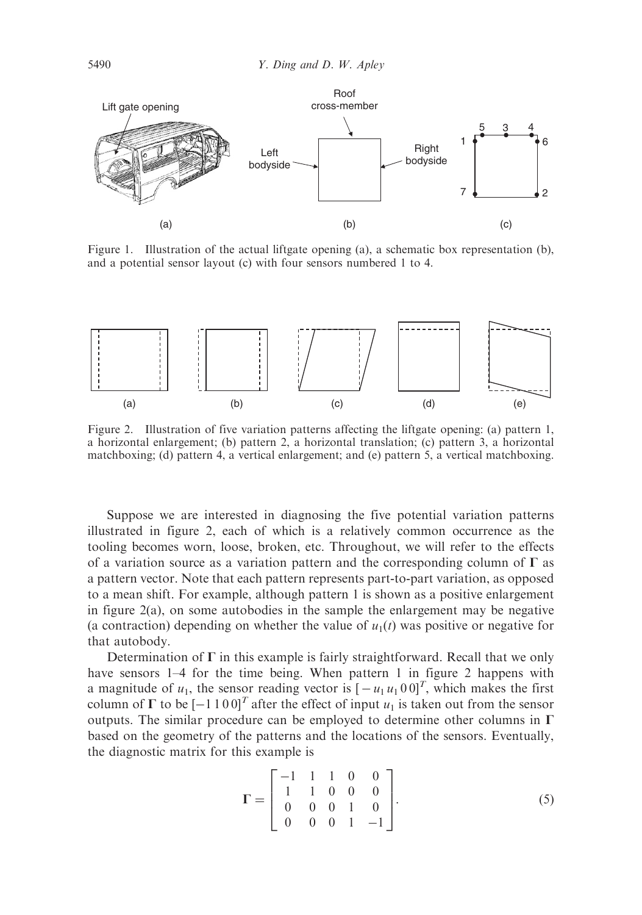Figure 1. Illustration of the actual liftgate opening (a), a schematic box representation (b), and a potential sensor layout (c) with four sensors numbered 1 to 4.

Figure 2. Illustration of five variation patterns affecting the liftgate opening: (a) pattern 1, a horizontal enlargement; (b) pattern 2, a horizontal translation; (c) pattern 3, a horizontal matchboxing; (d) pattern 4, a vertical enlargement; and (e) pattern 5, a vertical matchboxing.

Suppose we are interested in diagnosing the five potential variation patterns illustrated in figure 2, each of which is a relatively common occurrence as the tooling becomes worn, loose, broken, etc. Throughout, we will refer to the effects of a variation source as a variation pattern and the corresponding column of $\mathbf{\Gamma}$ as a pattern vector. Note that each pattern represents part-to-part variation, as opposed to a mean shift. For example, although pattern 1 is shown as a positive enlargement in figure 2(a), on some autobodies in the sample the enlargement may be negative (a contraction) depending on whether the value of $u_1(t)$ was positive or negative for that autobody.

Determination of $\mathbf{\Gamma}$ in this example is fairly straightforward. Recall that we only have sensors 1–4 for the time being. When pattern 1 in figure 2 happens with a magnitude of $u_1$, the sensor reading vector is $[-u_1\, u_1\, 0\, 0]^T$, which makes the first column of $\mathbf{\Gamma}$ to be $[-1\, 1\, 0\, 0]^T$ after the effect of input $u_1$ is taken out from the sensor outputs. The similar procedure can be employed to determine other columns in $\mathbf{\Gamma}$ based on the geometry of the patterns and the locations of the sensors. Eventually, the diagnostic matrix for this example is

$$\mathbf{\Gamma} = \begin{bmatrix} -1 & 1 & 1 & 0 & 0 \\ 1 & 1 & 0 & 0 & 0 \\ 0 & 0 & 0 & 1 & 0 \\ 0 & 0 & 0 & 1 & -1 \end{bmatrix}. \tag{5}$$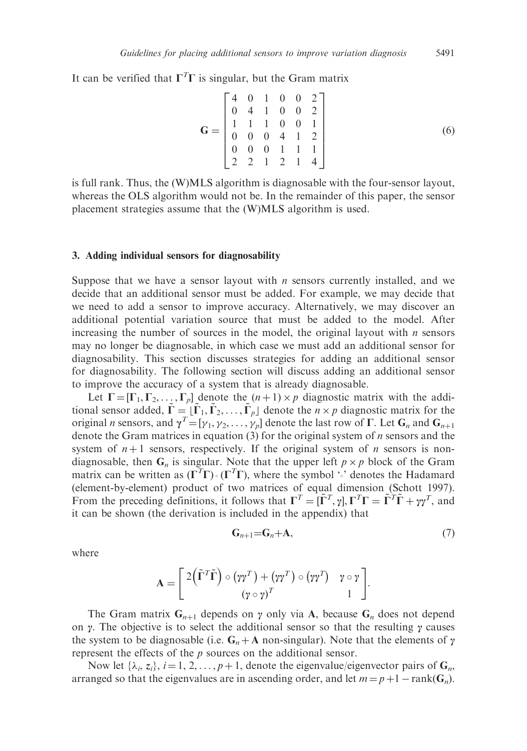It can be verified that $\boldsymbol{\Gamma}^T\boldsymbol{\Gamma}$ is singular, but the Gram matrix

$$\mathbf{G} = \begin{bmatrix} 4 & 0 & 1 & 0 & 0 & 2 \\ 0 & 4 & 1 & 0 & 0 & 2 \\ 1 & 1 & 1 & 0 & 0 & 1 \\ 0 & 0 & 0 & 4 & 1 & 2 \\ 0 & 0 & 0 & 1 & 1 & 1 \\ 2 & 2 & 1 & 2 & 1 & 4 \end{bmatrix} \tag{6}$$

is full rank. Thus, the (W)MLS algorithm is diagnosable with the four-sensor layout, whereas the OLS algorithm would not be. In the remainder of this paper, the sensor placement strategies assume that the (W)MLS algorithm is used.

## 3. Adding individual sensors for diagnosability

Suppose that we have a sensor layout with $n$ sensors currently installed, and we decide that an additional sensor must be added. For example, we may decide that we need to add a sensor to improve accuracy. Alternatively, we may discover an additional potential variation source that must be added to the model. After increasing the number of sources in the model, the original layout with $n$ sensors may no longer be diagnosable, in which case we must add an additional sensor for diagnosability. This section discusses strategies for adding an additional sensor for diagnosability. The following section will discuss adding an additional sensor to improve the accuracy of a system that is already diagnosable.

Let $\boldsymbol{\Gamma} = [\boldsymbol{\Gamma}_1, \boldsymbol{\Gamma}_2, \ldots, \boldsymbol{\Gamma}_p]$ denote the $(n+1) \times p$ diagnostic matrix with the additional sensor added, $\tilde{\boldsymbol{\Gamma}} = [\tilde{\boldsymbol{\Gamma}}_1, \tilde{\boldsymbol{\Gamma}}_2, \ldots, \tilde{\boldsymbol{\Gamma}}_p]$ denote the $n \times p$ diagnostic matrix for the original $n$ sensors, and $\boldsymbol{\gamma}^T = [\gamma_1, \gamma_2, \ldots, \gamma_p]$ denote the last row of $\boldsymbol{\Gamma}$. Let $\mathbf{G}_n$ and $\mathbf{G}_{n+1}$ denote the Gram matrices in equation (3) for the original system of $n$ sensors and the system of $n+1$ sensors, respectively. If the original system of $n$ sensors is non-diagnosable, then $\mathbf{G}_n$ is singular. Note that the upper left $p \times p$ block of the Gram matrix can be written as $(\boldsymbol{\Gamma}^T\boldsymbol{\Gamma}) \circ (\boldsymbol{\Gamma}^T\boldsymbol{\Gamma})$, where the symbol '$\circ$' denotes the Hadamard (element-by-element) product of two matrices of equal dimension (Schott 1997). From the preceding definitions, it follows that $\boldsymbol{\Gamma}^T = [\tilde{\boldsymbol{\Gamma}}^T, \boldsymbol{\gamma}]$, $\boldsymbol{\Gamma}^T\boldsymbol{\Gamma} = \tilde{\boldsymbol{\Gamma}}^T\tilde{\boldsymbol{\Gamma}} + \boldsymbol{\gamma}\boldsymbol{\gamma}^T$, and it can be shown (the derivation is included in the appendix) that

$$\mathbf{G}_{n+1} = \mathbf{G}_n + \mathbf{A}, \tag{7}$$

where

$$\mathbf{A} = \begin{bmatrix} 2\left(\tilde{\boldsymbol{\Gamma}}^T\tilde{\boldsymbol{\Gamma}}\right) \circ \left(\boldsymbol{\gamma}\boldsymbol{\gamma}^T\right) + \left(\boldsymbol{\gamma}\boldsymbol{\gamma}^T\right) \circ \left(\boldsymbol{\gamma}\boldsymbol{\gamma}^T\right) & \boldsymbol{\gamma} \circ \boldsymbol{\gamma} \\ (\boldsymbol{\gamma} \circ \boldsymbol{\gamma})^T & 1 \end{bmatrix}.$$

The Gram matrix $\mathbf{G}_{n+1}$ depends on $\boldsymbol{\gamma}$ only via $\mathbf{A}$, because $\mathbf{G}_n$ does not depend on $\boldsymbol{\gamma}$. The objective is to select the additional sensor so that the resulting $\boldsymbol{\gamma}$ causes the system to be diagnosable (i.e. $\mathbf{G}_n + \mathbf{A}$ non-singular). Note that the elements of $\boldsymbol{\gamma}$ represent the effects of the $p$ sources on the additional sensor.

Now let $\{\lambda_i, \mathbf{z}_i\}$, $i = 1, 2, \ldots, p+1$, denote the eigenvalue/eigenvector pairs of $\mathbf{G}_n$, arranged so that the eigenvalues are in ascending order, and let $m = p + 1 - \text{rank}(\mathbf{G}_n)$.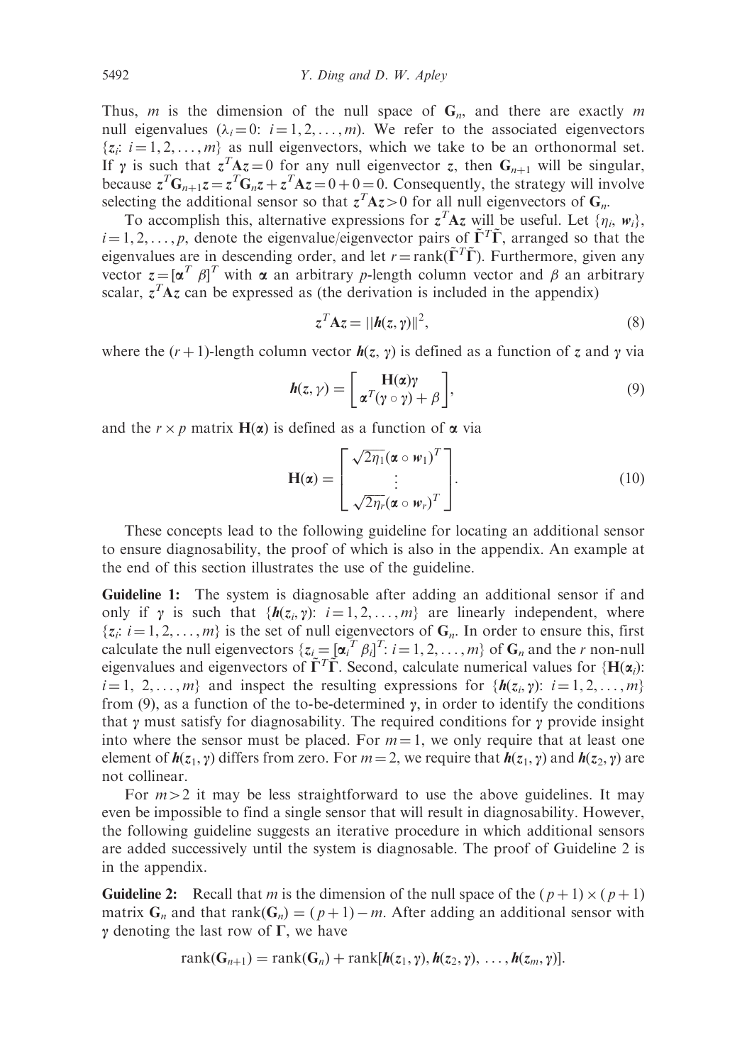Thus, $m$ is the dimension of the null space of $\mathbf{G}_n$, and there are exactly $m$ null eigenvalues ($\lambda_i = 0$: $i = 1, 2, \ldots, m$). We refer to the associated eigenvectors $\{z_i$: $i = 1, 2, \ldots, m\}$ as null eigenvectors, which we take to be an orthonormal set. If $\gamma$ is such that $z^T\mathbf{A}z = 0$ for any null eigenvector $z$, then $\mathbf{G}_{n+1}$ will be singular, because $z^T\mathbf{G}_{n+1}z = z^T\mathbf{G}_nz + z^T\mathbf{A}z = 0 + 0 = 0$. Consequently, the strategy will involve selecting the additional sensor so that $z^T\mathbf{A}z > 0$ for all null eigenvectors of $\mathbf{G}_n$.

To accomplish this, alternative expressions for $z^T\mathbf{A}z$ will be useful. Let $\{\eta_i, \boldsymbol{w}_i\}$, $i = 1, 2, \ldots, p$, denote the eigenvalue/eigenvector pairs of $\tilde{\boldsymbol{\Gamma}}^T\tilde{\boldsymbol{\Gamma}}$, arranged so that the eigenvalues are in descending order, and let $r = \text{rank}(\tilde{\boldsymbol{\Gamma}}^T\tilde{\boldsymbol{\Gamma}})$. Furthermore, given any vector $z = [\boldsymbol{\alpha}^T\ \beta]^T$ with $\boldsymbol{\alpha}$ an arbitrary $p$-length column vector and $\beta$ an arbitrary scalar, $z^T\mathbf{A}z$ can be expressed as (the derivation is included in the appendix)

$$z^T\mathbf{A}z = ||\boldsymbol{h}(z, \gamma)||^2, \tag{8}$$

where the $(r+1)$-length column vector $\boldsymbol{h}(z, \gamma)$ is defined as a function of $z$ and $\gamma$ via

$$\boldsymbol{h}(z, \gamma) = \begin{bmatrix} \mathbf{H}(\boldsymbol{\alpha})\gamma \\ \boldsymbol{\alpha}^T(\gamma \circ \gamma) + \beta \end{bmatrix}, \tag{9}$$

and the $r \times p$ matrix $\mathbf{H}(\boldsymbol{\alpha})$ is defined as a function of $\boldsymbol{\alpha}$ via

$$\mathbf{H}(\boldsymbol{\alpha}) = \begin{bmatrix} \sqrt{2\eta_1}(\boldsymbol{\alpha} \circ \boldsymbol{w}_1)^T \\ \vdots \\ \sqrt{2\eta_r}(\boldsymbol{\alpha} \circ \boldsymbol{w}_r)^T \end{bmatrix}. \tag{10}$$

These concepts lead to the following guideline for locating an additional sensor to ensure diagnosability, the proof of which is also in the appendix. An example at the end of this section illustrates the use of the guideline.

**Guideline 1:** The system is diagnosable after adding an additional sensor if and only if $\gamma$ is such that $\{\boldsymbol{h}(z_i, \gamma)$: $i = 1, 2, \ldots, m\}$ are linearly independent, where $\{z_i$: $i = 1, 2, \ldots, m\}$ is the set of null eigenvectors of $\mathbf{G}_n$. In order to ensure this, first calculate the null eigenvectors $\{z_i = [\boldsymbol{\alpha}_i^T\ \beta_i]^T$: $i = 1, 2, \ldots, m\}$ of $\mathbf{G}_n$ and the $r$ non-null eigenvalues and eigenvectors of $\tilde{\boldsymbol{\Gamma}}^T\tilde{\boldsymbol{\Gamma}}$. Second, calculate numerical values for $\{\mathbf{H}(\boldsymbol{\alpha}_i)$: $i = 1, 2, \ldots, m\}$ and inspect the resulting expressions for $\{\boldsymbol{h}(z_i, \gamma)$: $i = 1, 2, \ldots, m\}$ from (9), as a function of the to-be-determined $\gamma$, in order to identify the conditions that $\gamma$ must satisfy for diagnosability. The required conditions for $\gamma$ provide insight into where the sensor must be placed. For $m = 1$, we only require that at least one element of $\boldsymbol{h}(z_1, \gamma)$ differs from zero. For $m = 2$, we require that $\boldsymbol{h}(z_1, \gamma)$ and $\boldsymbol{h}(z_2, \gamma)$ are not collinear.

For $m > 2$ it may be less straightforward to use the above guidelines. It may even be impossible to find a single sensor that will result in diagnosability. However, the following guideline suggests an iterative procedure in which additional sensors are added successively until the system is diagnosable. The proof of Guideline 2 is in the appendix.

**Guideline 2:** Recall that $m$ is the dimension of the null space of the $(p+1) \times (p+1)$ matrix $\mathbf{G}_n$ and that $\text{rank}(\mathbf{G}_n) = (p+1) - m$. After adding an additional sensor with $\gamma$ denoting the last row of $\boldsymbol{\Gamma}$, we have

$$\text{rank}(\mathbf{G}_{n+1}) = \text{rank}(\mathbf{G}_n) + \text{rank}[\boldsymbol{h}(z_1, \gamma), \boldsymbol{h}(z_2, \gamma), \ldots, \boldsymbol{h}(z_m, \gamma)].$$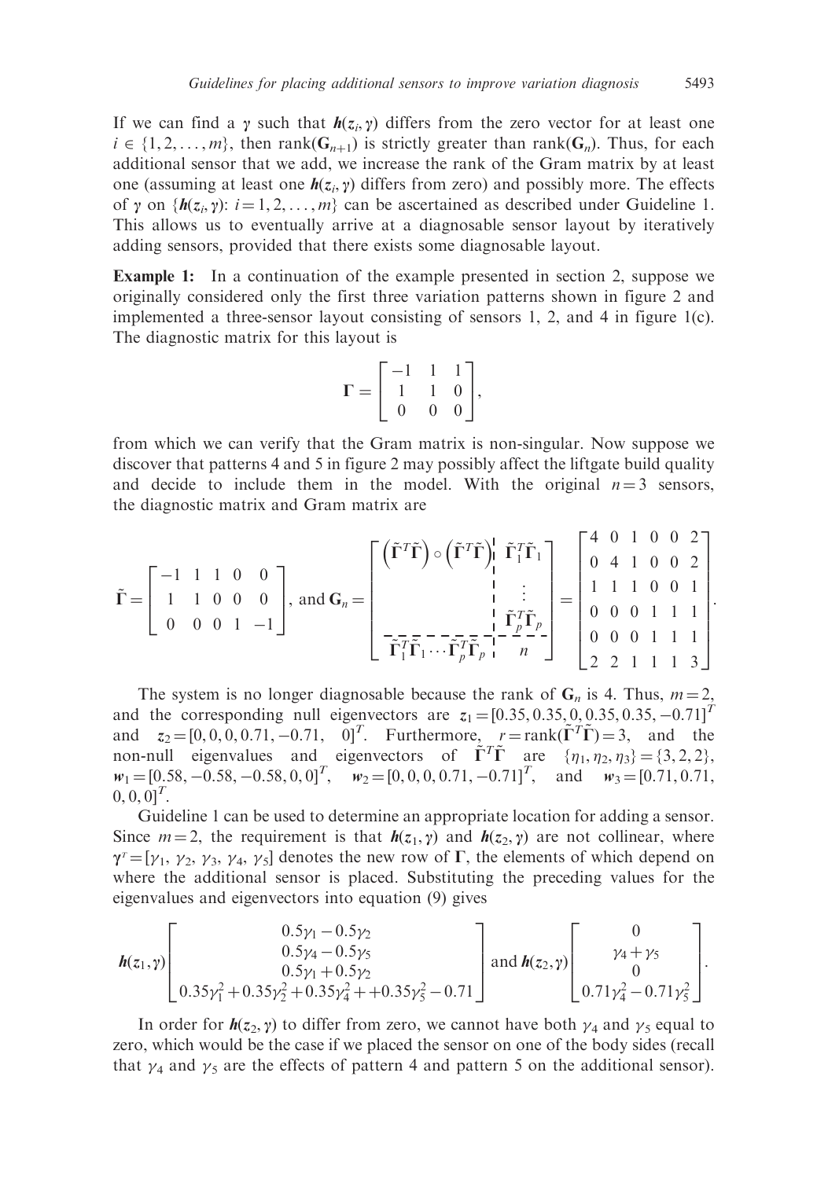If we can find a $\gamma$ such that $\boldsymbol{h}(z_i, \gamma)$ differs from the zero vector for at least one $i \in \{1, 2, \ldots, m\}$, then $\text{rank}(\mathbf{G}_{n+1})$ is strictly greater than $\text{rank}(\mathbf{G}_n)$. Thus, for each additional sensor that we add, we increase the rank of the Gram matrix by at least one (assuming at least one $\boldsymbol{h}(z_i, \gamma)$ differs from zero) and possibly more. The effects of $\gamma$ on $\{\boldsymbol{h}(z_i, \gamma)\text{: } i = 1, 2, \ldots, m\}$ can be ascertained as described under Guideline 1. This allows us to eventually arrive at a diagnosable sensor layout by iteratively adding sensors, provided that there exists some diagnosable layout.

**Example 1:** In a continuation of the example presented in section 2, suppose we originally considered only the first three variation patterns shown in figure 2 and implemented a three-sensor layout consisting of sensors 1, 2, and 4 in figure 1(c). The diagnostic matrix for this layout is

$$\boldsymbol{\Gamma} = \begin{bmatrix} -1 & 1 & 1 \\ 1 & 1 & 0 \\ 0 & 0 & 0 \end{bmatrix},$$

from which we can verify that the Gram matrix is non-singular. Now suppose we discover that patterns 4 and 5 in figure 2 may possibly affect the liftgate build quality and decide to include them in the model. With the original $n = 3$ sensors, the diagnostic matrix and Gram matrix are

$$\tilde{\boldsymbol{\Gamma}} = \begin{bmatrix} -1 & 1 & 1 & 0 & 0 \\ 1 & 1 & 0 & 0 & 0 \\ 0 & 0 & 0 & 1 & -1 \end{bmatrix}, \text{ and } \mathbf{G}_n = \left[\begin{array}{c|c} \left(\tilde{\boldsymbol{\Gamma}}^T\tilde{\boldsymbol{\Gamma}}\right) \circ \left(\tilde{\boldsymbol{\Gamma}}^T\tilde{\boldsymbol{\Gamma}}\right) & \begin{matrix} \tilde{\boldsymbol{\Gamma}}_1^T\tilde{\boldsymbol{\Gamma}}_1 \\ \vdots \\ \tilde{\boldsymbol{\Gamma}}_p^T\tilde{\boldsymbol{\Gamma}}_p \end{matrix} \\ \hline \tilde{\boldsymbol{\Gamma}}_1^T\tilde{\boldsymbol{\Gamma}}_1 \cdots \tilde{\boldsymbol{\Gamma}}_p^T\tilde{\boldsymbol{\Gamma}}_p & n \end{array}\right] = \begin{bmatrix} 4 & 0 & 1 & 0 & 0 & 2 \\ 0 & 4 & 1 & 0 & 0 & 2 \\ 1 & 1 & 1 & 0 & 0 & 1 \\ 0 & 0 & 0 & 1 & 1 & 1 \\ 0 & 0 & 0 & 1 & 1 & 1 \\ 2 & 2 & 1 & 1 & 1 & 3 \end{bmatrix}.$$

The system is no longer diagnosable because the rank of $\mathbf{G}_n$ is 4. Thus, $m = 2$, and the corresponding null eigenvectors are $z_1 = [0.35, 0.35, 0, 0.35, 0.35, -0.71]^T$ and $z_2 = [0, 0, 0, 0.71, -0.71, \ 0]^T$. Furthermore, $r = \text{rank}(\tilde{\boldsymbol{\Gamma}}^T\tilde{\boldsymbol{\Gamma}}) = 3$, and the non-null eigenvalues and eigenvectors of $\tilde{\boldsymbol{\Gamma}}^T\tilde{\boldsymbol{\Gamma}}$ are $\{\eta_1, \eta_2, \eta_3\} = \{3, 2, 2\}$, $\boldsymbol{w}_1 = [0.58, -0.58, -0.58, 0, 0]^T$, $\boldsymbol{w}_2 = [0, 0, 0, 0.71, -0.71]^T$, and $\boldsymbol{w}_3 = [0.71, 0.71, 0, 0, 0]^T$.

Guideline 1 can be used to determine an appropriate location for adding a sensor. Since $m = 2$, the requirement is that $\boldsymbol{h}(z_1, \gamma)$ and $\boldsymbol{h}(z_2, \gamma)$ are not collinear, where $\gamma^T = [\gamma_1, \gamma_2, \gamma_3, \gamma_4, \gamma_5]$ denotes the new row of $\boldsymbol{\Gamma}$, the elements of which depend on where the additional sensor is placed. Substituting the preceding values for the eigenvalues and eigenvectors into equation (9) gives

$$\boldsymbol{h}(z_1, \gamma)\begin{bmatrix} 0.5\gamma_1 - 0.5\gamma_2 \\ 0.5\gamma_4 - 0.5\gamma_5 \\ 0.5\gamma_1 + 0.5\gamma_2 \\ 0.35\gamma_1^2 + 0.35\gamma_2^2 + 0.35\gamma_4^2 + +0.35\gamma_5^2 - 0.71 \end{bmatrix} \text{ and } \boldsymbol{h}(z_2, \gamma)\begin{bmatrix} 0 \\ \gamma_4 + \gamma_5 \\ 0 \\ 0.71\gamma_4^2 - 0.71\gamma_5^2 \end{bmatrix}.$$

In order for $\boldsymbol{h}(z_2, \gamma)$ to differ from zero, we cannot have both $\gamma_4$ and $\gamma_5$ equal to zero, which would be the case if we placed the sensor on one of the body sides (recall that $\gamma_4$ and $\gamma_5$ are the effects of pattern 4 and pattern 5 on the additional sensor).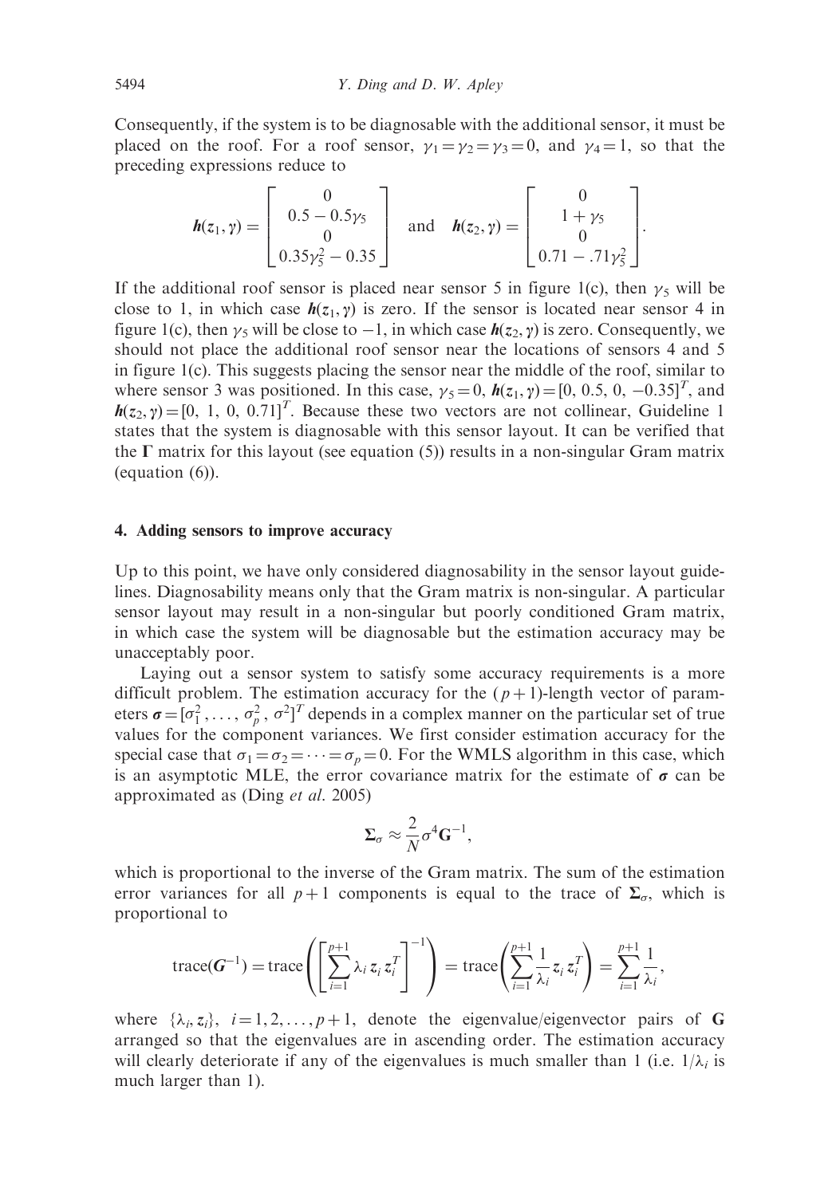Consequently, if the system is to be diagnosable with the additional sensor, it must be placed on the roof. For a roof sensor, $\gamma_1 = \gamma_2 = \gamma_3 = 0$, and $\gamma_4 = 1$, so that the preceding expressions reduce to

$$\boldsymbol{h}(z_1, \gamma) = \begin{bmatrix} 0 \\ 0.5 - 0.5\gamma_5 \\ 0 \\ 0.35\gamma_5^2 - 0.35 \end{bmatrix} \quad \text{and} \quad \boldsymbol{h}(z_2, \gamma) = \begin{bmatrix} 0 \\ 1 + \gamma_5 \\ 0 \\ 0.71 - .71\gamma_5^2 \end{bmatrix}.$$

If the additional roof sensor is placed near sensor 5 in figure 1(c), then $\gamma_5$ will be close to 1, in which case $\boldsymbol{h}(z_1, \gamma)$ is zero. If the sensor is located near sensor 4 in figure 1(c), then $\gamma_5$ will be close to $-1$, in which case $\boldsymbol{h}(z_2, \gamma)$ is zero. Consequently, we should not place the additional roof sensor near the locations of sensors 4 and 5 in figure 1(c). This suggests placing the sensor near the middle of the roof, similar to where sensor 3 was positioned. In this case, $\gamma_5 = 0$, $\boldsymbol{h}(z_1, \gamma) = [0,\ 0.5,\ 0,\ -0.35]^T$, and $\boldsymbol{h}(z_2, \gamma) = [0,\ 1,\ 0,\ 0.71]^T$. Because these two vectors are not collinear, Guideline 1 states that the system is diagnosable with this sensor layout. It can be verified that the $\boldsymbol{\Gamma}$ matrix for this layout (see equation (5)) results in a non-singular Gram matrix (equation (6)).

## 4. Adding sensors to improve accuracy

Up to this point, we have only considered diagnosability in the sensor layout guidelines. Diagnosability means only that the Gram matrix is non-singular. A particular sensor layout may result in a non-singular but poorly conditioned Gram matrix, in which case the system will be diagnosable but the estimation accuracy may be unacceptably poor.

Laying out a sensor system to satisfy some accuracy requirements is a more difficult problem. The estimation accuracy for the $(p+1)$-length vector of parameters $\boldsymbol{\sigma} = [\sigma_1^2, \ldots, \sigma_p^2, \sigma^2]^T$ depends in a complex manner on the particular set of true values for the component variances. We first consider estimation accuracy for the special case that $\sigma_1 = \sigma_2 = \cdots = \sigma_p = 0$. For the WMLS algorithm in this case, which is an asymptotic MLE, the error covariance matrix for the estimate of $\boldsymbol{\sigma}$ can be approximated as (Ding *et al.* 2005)

$$\boldsymbol{\Sigma}_\sigma \approx \frac{2}{N}\sigma^4 \mathbf{G}^{-1},$$

which is proportional to the inverse of the Gram matrix. The sum of the estimation error variances for all $p+1$ components is equal to the trace of $\boldsymbol{\Sigma}_\sigma$, which is proportional to

$$\mathrm{trace}(\boldsymbol{G}^{-1}) = \mathrm{trace}\left(\left[\sum_{i=1}^{p+1} \lambda_i \, z_i \, z_i^T\right]^{-1}\right) = \mathrm{trace}\left(\sum_{i=1}^{p+1} \frac{1}{\lambda_i} z_i \, z_i^T\right) = \sum_{i=1}^{p+1} \frac{1}{\lambda_i},$$

where $\{\lambda_i, z_i\}$, $i = 1, 2, \ldots, p+1$, denote the eigenvalue/eigenvector pairs of $\mathbf{G}$ arranged so that the eigenvalues are in ascending order. The estimation accuracy will clearly deteriorate if any of the eigenvalues is much smaller than 1 (i.e. $1/\lambda_i$ is much larger than 1).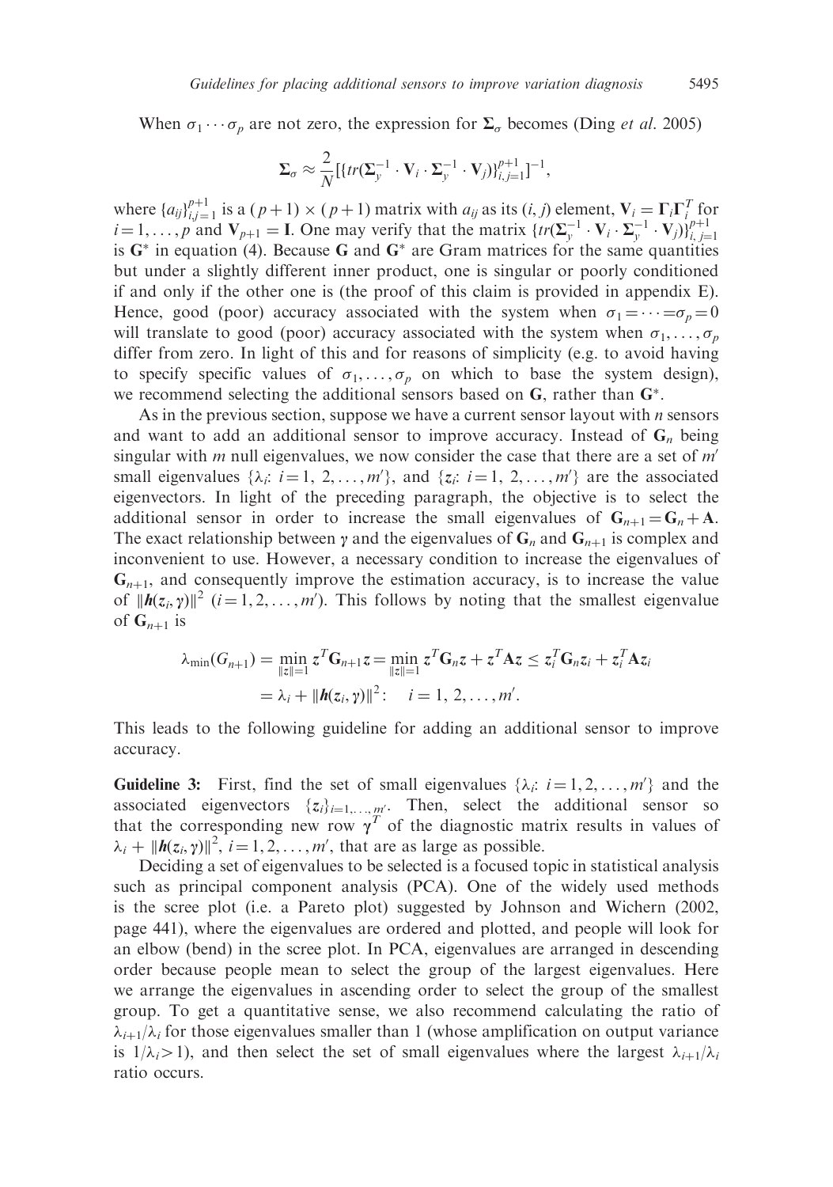When $\sigma_1 \cdots \sigma_p$ are not zero, the expression for $\mathbf{\Sigma}_\sigma$ becomes (Ding *et al.* 2005)

$$\mathbf{\Sigma}_\sigma \approx \frac{2}{N}[\{tr(\mathbf{\Sigma}_y^{-1} \cdot \mathbf{V}_i \cdot \mathbf{\Sigma}_y^{-1} \cdot \mathbf{V}_j)\}_{i,j=1}^{p+1}]^{-1},$$

where $\{a_{ij}\}_{i,j=1}^{p+1}$ is a $(p+1) \times (p+1)$ matrix with $a_{ij}$ as its $(i, j)$ element, $\mathbf{V}_i = \mathbf{\Gamma}_i \mathbf{\Gamma}_i^T$ for $i = 1, \ldots, p$ and $\mathbf{V}_{p+1} = \mathbf{I}$. One may verify that the matrix $\{tr(\mathbf{\Sigma}_y^{-1} \cdot \mathbf{V}_i \cdot \mathbf{\Sigma}_y^{-1} \cdot \mathbf{V}_j)\}_{i,j=1}^{p+1}$ is $\mathbf{G}^*$ in equation (4). Because $\mathbf{G}$ and $\mathbf{G}^*$ are Gram matrices for the same quantities but under a slightly different inner product, one is singular or poorly conditioned if and only if the other one is (the proof of this claim is provided in appendix E). Hence, good (poor) accuracy associated with the system when $\sigma_1 = \cdots = \sigma_p = 0$ will translate to good (poor) accuracy associated with the system when $\sigma_1, \ldots, \sigma_p$ differ from zero. In light of this and for reasons of simplicity (e.g. to avoid having to specify specific values of $\sigma_1, \ldots, \sigma_p$ on which to base the system design), we recommend selecting the additional sensors based on $\mathbf{G}$, rather than $\mathbf{G}^*$.

As in the previous section, suppose we have a current sensor layout with $n$ sensors and want to add an additional sensor to improve accuracy. Instead of $\mathbf{G}_n$ being singular with $m$ null eigenvalues, we now consider the case that there are a set of $m'$ small eigenvalues $\{\lambda_i: i = 1, 2, \ldots, m'\}$, and $\{z_i: i = 1, 2, \ldots, m'\}$ are the associated eigenvectors. In light of the preceding paragraph, the objective is to select the additional sensor in order to increase the small eigenvalues of $\mathbf{G}_{n+1} = \mathbf{G}_n + \mathbf{A}$. The exact relationship between $\boldsymbol{\gamma}$ and the eigenvalues of $\mathbf{G}_n$ and $\mathbf{G}_{n+1}$ is complex and inconvenient to use. However, a necessary condition to increase the eigenvalues of $\mathbf{G}_{n+1}$, and consequently improve the estimation accuracy, is to increase the value of $\|\boldsymbol{h}(z_i, \boldsymbol{\gamma})\|^2$ $(i = 1, 2, \ldots, m')$. This follows by noting that the smallest eigenvalue of $\mathbf{G}_{n+1}$ is

$$\begin{aligned}\lambda_{\min}(G_{n+1}) &= \min_{\|z\|=1} z^T \mathbf{G}_{n+1} z = \min_{\|z\|=1} z^T \mathbf{G}_n z + z^T \mathbf{A} z \leq z_i^T \mathbf{G}_n z_i + z_i^T \mathbf{A} z_i \\ &= \lambda_i + \|\boldsymbol{h}(z_i, \boldsymbol{\gamma})\|^2: \quad i = 1, 2, \ldots, m'.\end{aligned}$$

This leads to the following guideline for adding an additional sensor to improve accuracy.

**Guideline 3:** First, find the set of small eigenvalues $\{\lambda_i: i = 1, 2, \ldots, m'\}$ and the associated eigenvectors $\{z_i\}_{i=1,\ldots,m'}$. Then, select the additional sensor so that the corresponding new row $\boldsymbol{\gamma}^T$ of the diagnostic matrix results in values of $\lambda_i + \|\boldsymbol{h}(z_i, \boldsymbol{\gamma})\|^2$, $i = 1, 2, \ldots, m'$, that are as large as possible.

Deciding a set of eigenvalues to be selected is a focused topic in statistical analysis such as principal component analysis (PCA). One of the widely used methods is the scree plot (i.e. a Pareto plot) suggested by Johnson and Wichern (2002, page 441), where the eigenvalues are ordered and plotted, and people will look for an elbow (bend) in the scree plot. In PCA, eigenvalues are arranged in descending order because people mean to select the group of the largest eigenvalues. Here we arrange the eigenvalues in ascending order to select the group of the smallest group. To get a quantitative sense, we also recommend calculating the ratio of $\lambda_{i+1}/\lambda_i$ for those eigenvalues smaller than 1 (whose amplification on output variance is $1/\lambda_i > 1$), and then select the set of small eigenvalues where the largest $\lambda_{i+1}/\lambda_i$ ratio occurs.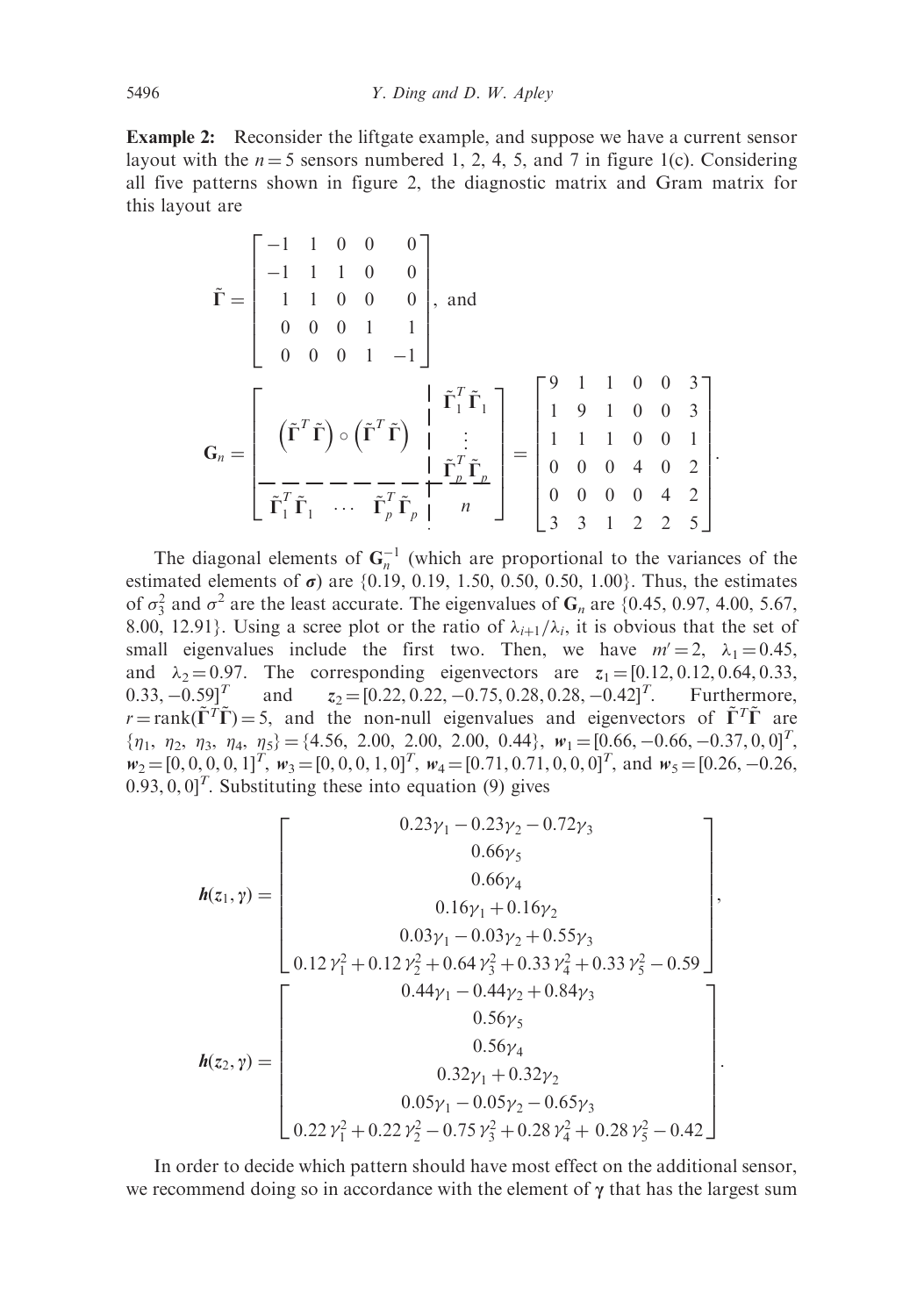**Example 2:** Reconsider the liftgate example, and suppose we have a current sensor layout with the $n = 5$ sensors numbered 1, 2, 4, 5, and 7 in figure 1(c). Considering all five patterns shown in figure 2, the diagnostic matrix and Gram matrix for this layout are

$$
\tilde{\boldsymbol{\Gamma}} = \begin{bmatrix} -1 & 1 & 0 & 0 & 0 \\ -1 & 1 & 1 & 0 & 0 \\ 1 & 1 & 0 & 0 & 0 \\ 0 & 0 & 0 & 1 & 1 \\ 0 & 0 & 0 & 1 & -1 \end{bmatrix}, \text{ and}
$$

$$
\mathbf{G}_n = \left[\begin{array}{c|c} \left(\tilde{\boldsymbol{\Gamma}}^T\tilde{\boldsymbol{\Gamma}}\right) \circ \left(\tilde{\boldsymbol{\Gamma}}^T\tilde{\boldsymbol{\Gamma}}\right) & \begin{array}{c} \tilde{\boldsymbol{\Gamma}}_1^T\tilde{\boldsymbol{\Gamma}}_1 \\ \vdots \\ \tilde{\boldsymbol{\Gamma}}_p^T\tilde{\boldsymbol{\Gamma}}_p \end{array} \\ \hline \tilde{\boldsymbol{\Gamma}}_1^T\tilde{\boldsymbol{\Gamma}}_1 \quad \cdots \quad \tilde{\boldsymbol{\Gamma}}_p^T\tilde{\boldsymbol{\Gamma}}_p & n \end{array}\right] = \begin{bmatrix} 9 & 1 & 1 & 0 & 0 & 3 \\ 1 & 9 & 1 & 0 & 0 & 3 \\ 1 & 1 & 1 & 0 & 0 & 1 \\ 0 & 0 & 0 & 4 & 0 & 2 \\ 0 & 0 & 0 & 0 & 4 & 2 \\ 3 & 3 & 1 & 2 & 2 & 5 \end{bmatrix}.
$$

The diagonal elements of $\mathbf{G}_n^{-1}$ (which are proportional to the variances of the estimated elements of $\boldsymbol{\sigma}$) are {0.19, 0.19, 1.50, 0.50, 0.50, 1.00}. Thus, the estimates of $\sigma_3^2$ and $\sigma^2$ are the least accurate. The eigenvalues of $\mathbf{G}_n$ are {0.45, 0.97, 4.00, 5.67, 8.00, 12.91}. Using a scree plot or the ratio of $\lambda_{i+1}/\lambda_i$, it is obvious that the set of small eigenvalues include the first two. Then, we have $m' = 2$, $\lambda_1 = 0.45$, and $\lambda_2 = 0.97$. The corresponding eigenvectors are $\mathbf{z}_1 = [0.12, 0.12, 0.64, 0.33, 0.33, -0.59]^T$ and $\mathbf{z}_2 = [0.22, 0.22, -0.75, 0.28, 0.28, -0.42]^T$. Furthermore, $r = \text{rank}(\tilde{\boldsymbol{\Gamma}}^T\tilde{\boldsymbol{\Gamma}}) = 5$, and the non-null eigenvalues and eigenvectors of $\tilde{\boldsymbol{\Gamma}}^T\tilde{\boldsymbol{\Gamma}}$ are $\{\eta_1, \eta_2, \eta_3, \eta_4, \eta_5\} = \{4.56, 2.00, 2.00, 2.00, 0.44\}$, $\mathbf{w}_1 = [0.66, -0.66, -0.37, 0, 0]^T$, $\mathbf{w}_2 = [0, 0, 0, 0, 1]^T$, $\mathbf{w}_3 = [0, 0, 0, 1, 0]^T$, $\mathbf{w}_4 = [0.71, 0.71, 0, 0, 0]^T$, and $\mathbf{w}_5 = [0.26, -0.26, 0.93, 0, 0]^T$. Substituting these into equation (9) gives

$$
\boldsymbol{h}(z_1, \boldsymbol{\gamma}) = \begin{bmatrix} 0.23\gamma_1 - 0.23\gamma_2 - 0.72\gamma_3 \\ 0.66\gamma_5 \\ 0.66\gamma_4 \\ 0.16\gamma_1 + 0.16\gamma_2 \\ 0.03\gamma_1 - 0.03\gamma_2 + 0.55\gamma_3 \\ 0.12\,\gamma_1^2 + 0.12\,\gamma_2^2 + 0.64\,\gamma_3^2 + 0.33\,\gamma_4^2 + 0.33\,\gamma_5^2 - 0.59 \end{bmatrix},
$$

$$
\boldsymbol{h}(z_2, \boldsymbol{\gamma}) = \begin{bmatrix} 0.44\gamma_1 - 0.44\gamma_2 + 0.84\gamma_3 \\ 0.56\gamma_5 \\ 0.56\gamma_4 \\ 0.32\gamma_1 + 0.32\gamma_2 \\ 0.05\gamma_1 - 0.05\gamma_2 - 0.65\gamma_3 \\ 0.22\,\gamma_1^2 + 0.22\,\gamma_2^2 - 0.75\,\gamma_3^2 + 0.28\,\gamma_4^2 + 0.28\,\gamma_5^2 - 0.42 \end{bmatrix}.
$$

In order to decide which pattern should have most effect on the additional sensor, we recommend doing so in accordance with the element of $\boldsymbol{\gamma}$ that has the largest sum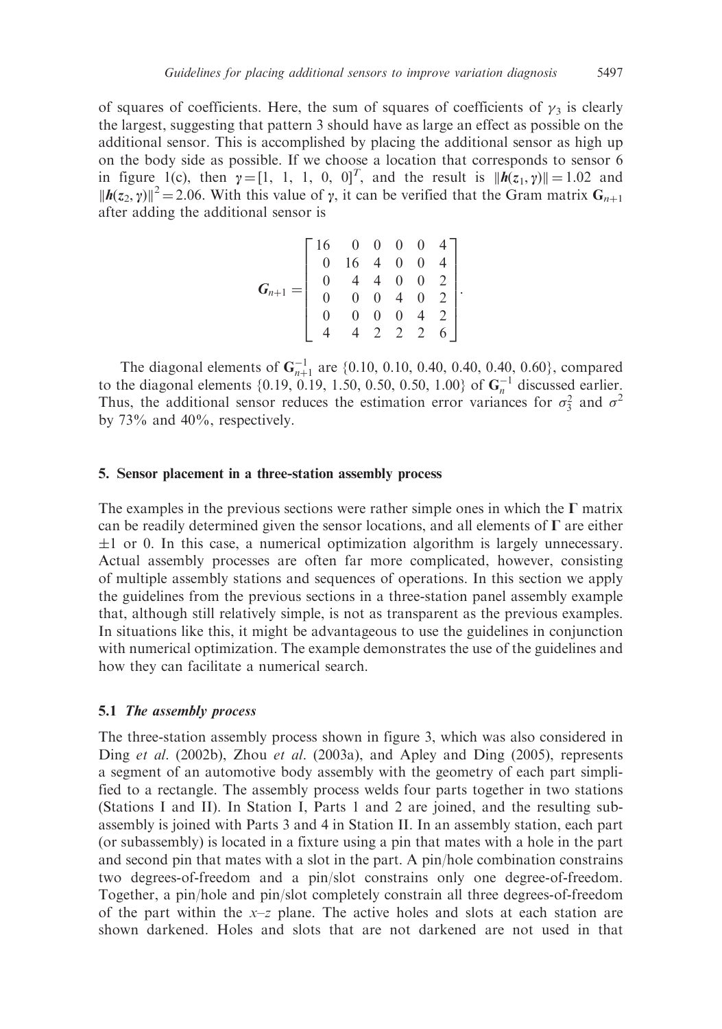of squares of coefficients. Here, the sum of squares of coefficients of $\gamma_3$ is clearly the largest, suggesting that pattern 3 should have as large an effect as possible on the additional sensor. This is accomplished by placing the additional sensor as high up on the body side as possible. If we choose a location that corresponds to sensor 6 in figure 1(c), then $\boldsymbol{\gamma} = [1,\ 1,\ 1,\ 0,\ 0]^T$, and the result is $\|\boldsymbol{h}(z_1, \boldsymbol{\gamma})\| = 1.02$ and $\|\boldsymbol{h}(z_2, \boldsymbol{\gamma})\|^2 = 2.06$. With this value of $\boldsymbol{\gamma}$, it can be verified that the Gram matrix $\mathbf{G}_{n+1}$ after adding the additional sensor is

$$
\boldsymbol{G}_{n+1} = \begin{bmatrix} 16 & 0 & 0 & 0 & 0 & 4 \\ 0 & 16 & 4 & 0 & 0 & 4 \\ 0 & 4 & 4 & 0 & 0 & 2 \\ 0 & 0 & 0 & 4 & 0 & 2 \\ 0 & 0 & 0 & 0 & 4 & 2 \\ 4 & 4 & 2 & 2 & 2 & 6 \end{bmatrix}.
$$

The diagonal elements of $\mathbf{G}_{n+1}^{-1}$ are {0.10, 0.10, 0.40, 0.40, 0.40, 0.60}, compared to the diagonal elements {0.19, 0.19, 1.50, 0.50, 0.50, 1.00} of $\mathbf{G}_n^{-1}$ discussed earlier. Thus, the additional sensor reduces the estimation error variances for $\sigma_3^2$ and $\sigma^2$ by 73% and 40%, respectively.

## 5. Sensor placement in a three-station assembly process

The examples in the previous sections were rather simple ones in which the $\boldsymbol{\Gamma}$ matrix can be readily determined given the sensor locations, and all elements of $\boldsymbol{\Gamma}$ are either $\pm 1$ or 0. In this case, a numerical optimization algorithm is largely unnecessary. Actual assembly processes are often far more complicated, however, consisting of multiple assembly stations and sequences of operations. In this section we apply the guidelines from the previous sections in a three-station panel assembly example that, although still relatively simple, is not as transparent as the previous examples. In situations like this, it might be advantageous to use the guidelines in conjunction with numerical optimization. The example demonstrates the use of the guidelines and how they can facilitate a numerical search.

### 5.1 *The assembly process*

The three-station assembly process shown in figure 3, which was also considered in Ding *et al*. (2002b), Zhou *et al*. (2003a), and Apley and Ding (2005), represents a segment of an automotive body assembly with the geometry of each part simplified to a rectangle. The assembly process welds four parts together in two stations (Stations I and II). In Station I, Parts 1 and 2 are joined, and the resulting subassembly is joined with Parts 3 and 4 in Station II. In an assembly station, each part (or subassembly) is located in a fixture using a pin that mates with a hole in the part and second pin that mates with a slot in the part. A pin/hole combination constrains two degrees-of-freedom and a pin/slot constrains only one degree-of-freedom. Together, a pin/hole and pin/slot completely constrain all three degrees-of-freedom of the part within the $x$–$z$ plane. The active holes and slots at each station are shown darkened. Holes and slots that are not darkened are not used in that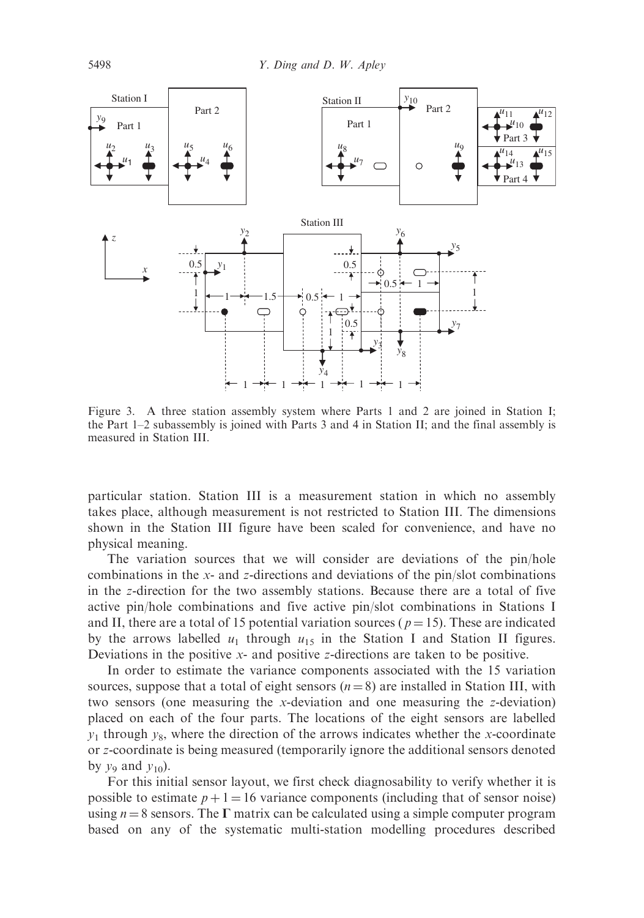Figure 3. A three station assembly system where Parts 1 and 2 are joined in Station I; the Part 1–2 subassembly is joined with Parts 3 and 4 in Station II; and the final assembly is measured in Station III.

particular station. Station III is a measurement station in which no assembly takes place, although measurement is not restricted to Station III. The dimensions shown in the Station III figure have been scaled for convenience, and have no physical meaning.

The variation sources that we will consider are deviations of the pin/hole combinations in the $x$- and $z$-directions and deviations of the pin/slot combinations in the $z$-direction for the two assembly stations. Because there are a total of five active pin/hole combinations and five active pin/slot combinations in Stations I and II, there are a total of 15 potential variation sources ($p = 15$). These are indicated by the arrows labelled $u_1$ through $u_{15}$ in the Station I and Station II figures. Deviations in the positive $x$- and positive $z$-directions are taken to be positive.

In order to estimate the variance components associated with the 15 variation sources, suppose that a total of eight sensors ($n = 8$) are installed in Station III, with two sensors (one measuring the $x$-deviation and one measuring the $z$-deviation) placed on each of the four parts. The locations of the eight sensors are labelled $y_1$ through $y_8$, where the direction of the arrows indicates whether the $x$-coordinate or $z$-coordinate is being measured (temporarily ignore the additional sensors denoted by $y_9$ and $y_{10}$).

For this initial sensor layout, we first check diagnosability to verify whether it is possible to estimate $p + 1 = 16$ variance components (including that of sensor noise) using $n = 8$ sensors. The $\mathbf{\Gamma}$ matrix can be calculated using a simple computer program based on any of the systematic multi-station modelling procedures described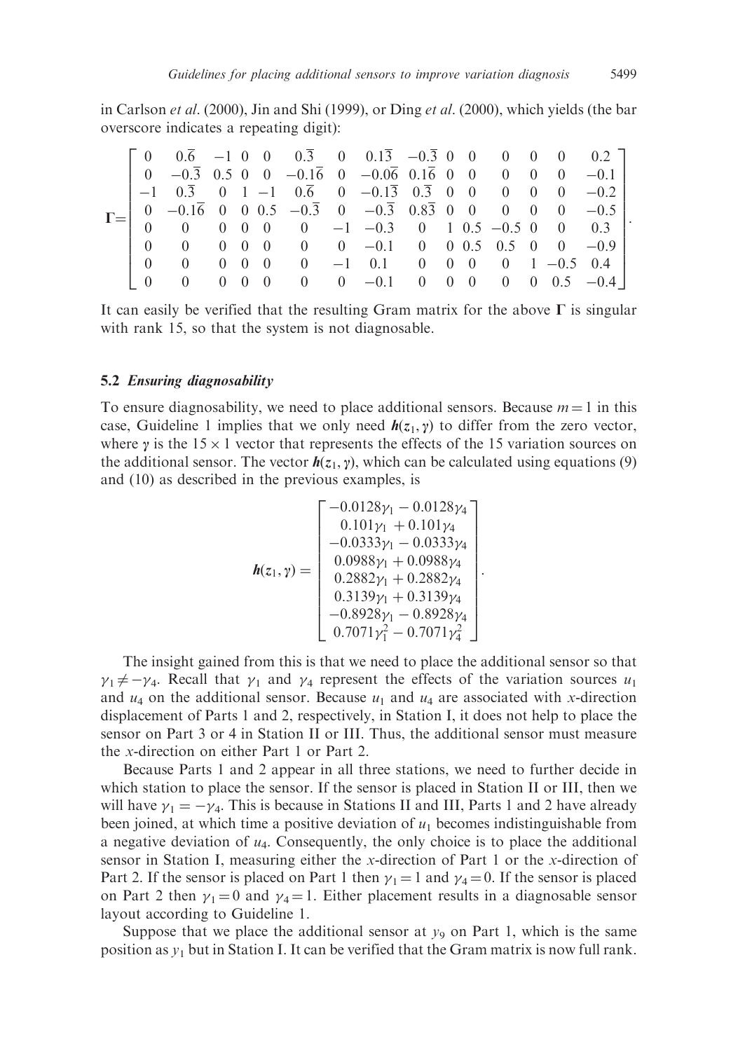in Carlson *et al*. (2000), Jin and Shi (1999), or Ding *et al*. (2000), which yields (the bar overscore indicates a repeating digit):

$$
\mathbf{\Gamma} = \begin{bmatrix}
0 & 0.\overline{6} & -1 & 0 & 0 & 0.\overline{3} & 0 & 0.1\overline{3} & -0.\overline{3} & 0 & 0 & 0 & 0 & 0 & 0.2 \\
0 & -0.\overline{3} & 0.5 & 0 & 0 & -0.1\overline{6} & 0 & -0.0\overline{6} & 0.1\overline{6} & 0 & 0 & 0 & 0 & 0 & -0.1 \\
-1 & 0.\overline{3} & 0 & 1 & -1 & 0.\overline{6} & 0 & -0.1\overline{3} & 0.\overline{3} & 0 & 0 & 0 & 0 & 0 & -0.2 \\
0 & -0.1\overline{6} & 0 & 0 & 0.5 & -0.\overline{3} & 0 & -0.\overline{3} & 0.8\overline{3} & 0 & 0 & 0 & 0 & 0 & -0.5 \\
0 & 0 & 0 & 0 & 0 & 0 & -1 & -0.3 & 0 & 1 & 0.5 & -0.5 & 0 & 0 & 0.3 \\
0 & 0 & 0 & 0 & 0 & 0 & 0 & -0.1 & 0 & 0 & 0.5 & 0.5 & 0 & 0 & -0.9 \\
0 & 0 & 0 & 0 & 0 & 0 & -1 & 0.1 & 0 & 0 & 0 & 0 & 1 & -0.5 & 0.4 \\
0 & 0 & 0 & 0 & 0 & 0 & 0 & -0.1 & 0 & 0 & 0 & 0 & 0 & 0.5 & -0.4
\end{bmatrix}.
$$

It can easily be verified that the resulting Gram matrix for the above $\mathbf{\Gamma}$ is singular with rank 15, so that the system is not diagnosable.

### 5.2 *Ensuring diagnosability*

To ensure diagnosability, we need to place additional sensors. Because $m = 1$ in this case, Guideline 1 implies that we only need $\boldsymbol{h}(\boldsymbol{z}_1, \boldsymbol{\gamma})$ to differ from the zero vector, where $\boldsymbol{\gamma}$ is the $15 \times 1$ vector that represents the effects of the 15 variation sources on the additional sensor. The vector $\boldsymbol{h}(\boldsymbol{z}_1, \boldsymbol{\gamma})$, which can be calculated using equations (9) and (10) as described in the previous examples, is

$$
\boldsymbol{h}(\boldsymbol{z}_1, \boldsymbol{\gamma}) = \begin{bmatrix}
-0.0128\gamma_1 - 0.0128\gamma_4 \\
0.101\gamma_1 + 0.101\gamma_4 \\
-0.0333\gamma_1 - 0.0333\gamma_4 \\
0.0988\gamma_1 + 0.0988\gamma_4 \\
0.2882\gamma_1 + 0.2882\gamma_4 \\
0.3139\gamma_1 + 0.3139\gamma_4 \\
-0.8928\gamma_1 - 0.8928\gamma_4 \\
0.7071\gamma_1^2 - 0.7071\gamma_4^2
\end{bmatrix}.
$$

The insight gained from this is that we need to place the additional sensor so that $\gamma_1 \neq -\gamma_4$. Recall that $\gamma_1$ and $\gamma_4$ represent the effects of the variation sources $u_1$ and $u_4$ on the additional sensor. Because $u_1$ and $u_4$ are associated with $x$-direction displacement of Parts 1 and 2, respectively, in Station I, it does not help to place the sensor on Part 3 or 4 in Station II or III. Thus, the additional sensor must measure the $x$-direction on either Part 1 or Part 2.

Because Parts 1 and 2 appear in all three stations, we need to further decide in which station to place the sensor. If the sensor is placed in Station II or III, then we will have $\gamma_1 = -\gamma_4$. This is because in Stations II and III, Parts 1 and 2 have already been joined, at which time a positive deviation of $u_1$ becomes indistinguishable from a negative deviation of $u_4$. Consequently, the only choice is to place the additional sensor in Station I, measuring either the $x$-direction of Part 1 or the $x$-direction of Part 2. If the sensor is placed on Part 1 then $\gamma_1 = 1$ and $\gamma_4 = 0$. If the sensor is placed on Part 2 then $\gamma_1 = 0$ and $\gamma_4 = 1$. Either placement results in a diagnosable sensor layout according to Guideline 1.

Suppose that we place the additional sensor at $y_9$ on Part 1, which is the same position as $y_1$ but in Station I. It can be verified that the Gram matrix is now full rank.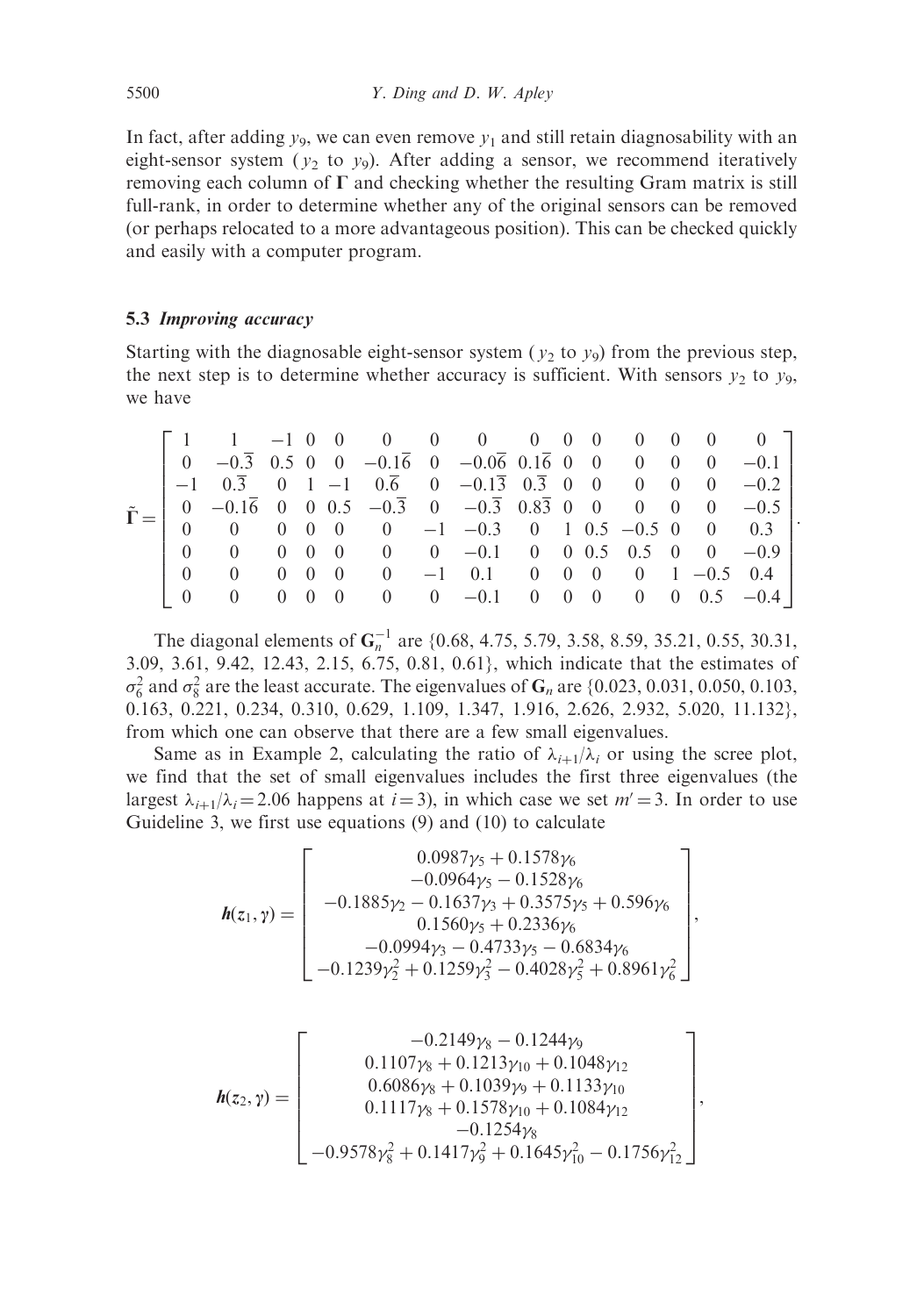In fact, after adding $y_9$, we can even remove $y_1$ and still retain diagnosability with an eight-sensor system ($y_2$ to $y_9$). After adding a sensor, we recommend iteratively removing each column of $\mathbf{\Gamma}$ and checking whether the resulting Gram matrix is still full-rank, in order to determine whether any of the original sensors can be removed (or perhaps relocated to a more advantageous position). This can be checked quickly and easily with a computer program.

### 5.3 *Improving accuracy*

Starting with the diagnosable eight-sensor system ($y_2$ to $y_9$) from the previous step, the next step is to determine whether accuracy is sufficient. With sensors $y_2$ to $y_9$, we have

$$
\tilde{\mathbf{\Gamma}} = \begin{bmatrix}
1 & 1 & -1 & 0 & 0 & 0 & 0 & 0 & 0 & 0 & 0 & 0 & 0 & 0 & 0 \\
0 & -0.\overline{3} & 0.5 & 0 & 0 & -0.1\overline{6} & 0 & -0.0\overline{6} & 0.1\overline{6} & 0 & 0 & 0 & 0 & 0 & -0.1 \\
-1 & 0.\overline{3} & 0 & 1 & -1 & 0.\overline{6} & 0 & -0.1\overline{3} & 0.\overline{3} & 0 & 0 & 0 & 0 & 0 & -0.2 \\
0 & -0.1\overline{6} & 0 & 0 & 0.5 & -0.\overline{3} & 0 & -0.\overline{3} & 0.8\overline{3} & 0 & 0 & 0 & 0 & 0 & -0.5 \\
0 & 0 & 0 & 0 & 0 & 0 & -1 & -0.3 & 0 & 1 & 0.5 & -0.5 & 0 & 0 & 0.3 \\
0 & 0 & 0 & 0 & 0 & 0 & 0 & -0.1 & 0 & 0 & 0.5 & 0.5 & 0 & 0 & -0.9 \\
0 & 0 & 0 & 0 & 0 & 0 & -1 & 0.1 & 0 & 0 & 0 & 0 & 1 & -0.5 & 0.4 \\
0 & 0 & 0 & 0 & 0 & 0 & 0 & -0.1 & 0 & 0 & 0 & 0 & 0 & 0.5 & -0.4
\end{bmatrix}.
$$

The diagonal elements of $\mathbf{G}_n^{-1}$ are {0.68, 4.75, 5.79, 3.58, 8.59, 35.21, 0.55, 30.31, 3.09, 3.61, 9.42, 12.43, 2.15, 6.75, 0.81, 0.61}, which indicate that the estimates of $\sigma_6^2$ and $\sigma_8^2$ are the least accurate. The eigenvalues of $\mathbf{G}_n$ are {0.023, 0.031, 0.050, 0.103, 0.163, 0.221, 0.234, 0.310, 0.629, 1.109, 1.347, 1.916, 2.626, 2.932, 5.020, 11.132}, from which one can observe that there are a few small eigenvalues.

Same as in Example 2, calculating the ratio of $\lambda_{i+1}/\lambda_i$ or using the scree plot, we find that the set of small eigenvalues includes the first three eigenvalues (the largest $\lambda_{i+1}/\lambda_i = 2.06$ happens at $i = 3$), in which case we set $m' = 3$. In order to use Guideline 3, we first use equations (9) and (10) to calculate

$$
\boldsymbol{h}(z_1, \gamma) = \begin{bmatrix}
0.0987\gamma_5 + 0.1578\gamma_6 \\
-0.0964\gamma_5 - 0.1528\gamma_6 \\
-0.1885\gamma_2 - 0.1637\gamma_3 + 0.3575\gamma_5 + 0.596\gamma_6 \\
0.1560\gamma_5 + 0.2336\gamma_6 \\
-0.0994\gamma_3 - 0.4733\gamma_5 - 0.6834\gamma_6 \\
-0.1239\gamma_2^2 + 0.1259\gamma_3^2 - 0.4028\gamma_5^2 + 0.8961\gamma_6^2
\end{bmatrix},
$$

$$
\boldsymbol{h}(z_2, \gamma) = \begin{bmatrix}
-0.2149\gamma_8 - 0.1244\gamma_9 \\
0.1107\gamma_8 + 0.1213\gamma_{10} + 0.1048\gamma_{12} \\
0.6086\gamma_8 + 0.1039\gamma_9 + 0.1133\gamma_{10} \\
0.1117\gamma_8 + 0.1578\gamma_{10} + 0.1084\gamma_{12} \\
-0.1254\gamma_8 \\
-0.9578\gamma_8^2 + 0.1417\gamma_9^2 + 0.1645\gamma_{10}^2 - 0.1756\gamma_{12}^2
\end{bmatrix},
$$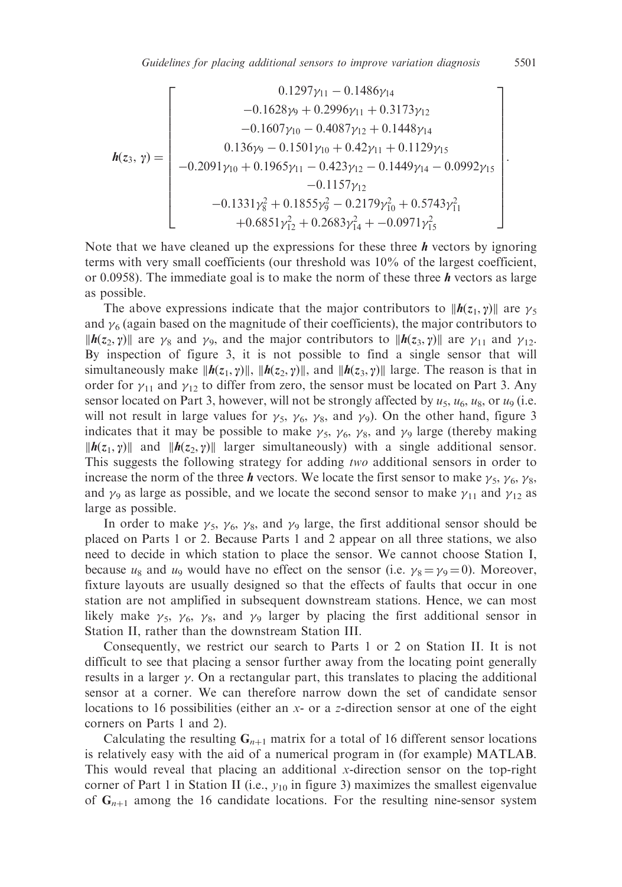$$
\boldsymbol{h}(z_3, \gamma) = \begin{bmatrix} 0.1297\gamma_{11} - 0.1486\gamma_{14} \\ -0.1628\gamma_9 + 0.2996\gamma_{11} + 0.3173\gamma_{12} \\ -0.1607\gamma_{10} - 0.4087\gamma_{12} + 0.1448\gamma_{14} \\ 0.136\gamma_9 - 0.1501\gamma_{10} + 0.42\gamma_{11} + 0.1129\gamma_{15} \\ -0.2091\gamma_{10} + 0.1965\gamma_{11} - 0.423\gamma_{12} - 0.1449\gamma_{14} - 0.0992\gamma_{15} \\ -0.1157\gamma_{12} \\ -0.1331\gamma_8^2 + 0.1855\gamma_9^2 - 0.2179\gamma_{10}^2 + 0.5743\gamma_{11}^2 \\ +0.6851\gamma_{12}^2 + 0.2683\gamma_{14}^2 + -0.0971\gamma_{15}^2 \end{bmatrix}.
$$

Note that we have cleaned up the expressions for these three $\boldsymbol{h}$ vectors by ignoring terms with very small coefficients (our threshold was 10% of the largest coefficient, or 0.0958). The immediate goal is to make the norm of these three $\boldsymbol{h}$ vectors as large as possible.

The above expressions indicate that the major contributors to $\|\boldsymbol{h}(z_1, \gamma)\|$ are $\gamma_5$ and $\gamma_6$ (again based on the magnitude of their coefficients), the major contributors to $\|\boldsymbol{h}(z_2, \gamma)\|$ are $\gamma_8$ and $\gamma_9$, and the major contributors to $\|\boldsymbol{h}(z_3, \gamma)\|$ are $\gamma_{11}$ and $\gamma_{12}$. By inspection of figure 3, it is not possible to find a single sensor that will simultaneously make $\|\boldsymbol{h}(z_1, \gamma)\|$, $\|\boldsymbol{h}(z_2, \gamma)\|$, and $\|\boldsymbol{h}(z_3, \gamma)\|$ large. The reason is that in order for $\gamma_{11}$ and $\gamma_{12}$ to differ from zero, the sensor must be located on Part 3. Any sensor located on Part 3, however, will not be strongly affected by $u_5$, $u_6$, $u_8$, or $u_9$ (i.e. will not result in large values for $\gamma_5$, $\gamma_6$, $\gamma_8$, and $\gamma_9$). On the other hand, figure 3 indicates that it may be possible to make $\gamma_5$, $\gamma_6$, $\gamma_8$, and $\gamma_9$ large (thereby making $\|\boldsymbol{h}(z_1, \gamma)\|$ and $\|\boldsymbol{h}(z_2, \gamma)\|$ larger simultaneously) with a single additional sensor. This suggests the following strategy for adding *two* additional sensors in order to increase the norm of the three $\boldsymbol{h}$ vectors. We locate the first sensor to make $\gamma_5$, $\gamma_6$, $\gamma_8$, and $\gamma_9$ as large as possible, and we locate the second sensor to make $\gamma_{11}$ and $\gamma_{12}$ as large as possible.

In order to make $\gamma_5$, $\gamma_6$, $\gamma_8$, and $\gamma_9$ large, the first additional sensor should be placed on Parts 1 or 2. Because Parts 1 and 2 appear on all three stations, we also need to decide in which station to place the sensor. We cannot choose Station I, because $u_8$ and $u_9$ would have no effect on the sensor (i.e. $\gamma_8 = \gamma_9 = 0$). Moreover, fixture layouts are usually designed so that the effects of faults that occur in one station are not amplified in subsequent downstream stations. Hence, we can most likely make $\gamma_5$, $\gamma_6$, $\gamma_8$, and $\gamma_9$ larger by placing the first additional sensor in Station II, rather than the downstream Station III.

Consequently, we restrict our search to Parts 1 or 2 on Station II. It is not difficult to see that placing a sensor further away from the locating point generally results in a larger $\gamma$. On a rectangular part, this translates to placing the additional sensor at a corner. We can therefore narrow down the set of candidate sensor locations to 16 possibilities (either an $x$- or a $z$-direction sensor at one of the eight corners on Parts 1 and 2).

Calculating the resulting $\mathbf{G}_{n+1}$ matrix for a total of 16 different sensor locations is relatively easy with the aid of a numerical program in (for example) MATLAB. This would reveal that placing an additional $x$-direction sensor on the top-right corner of Part 1 in Station II (i.e., $y_{10}$ in figure 3) maximizes the smallest eigenvalue of $\mathbf{G}_{n+1}$ among the 16 candidate locations. For the resulting nine-sensor system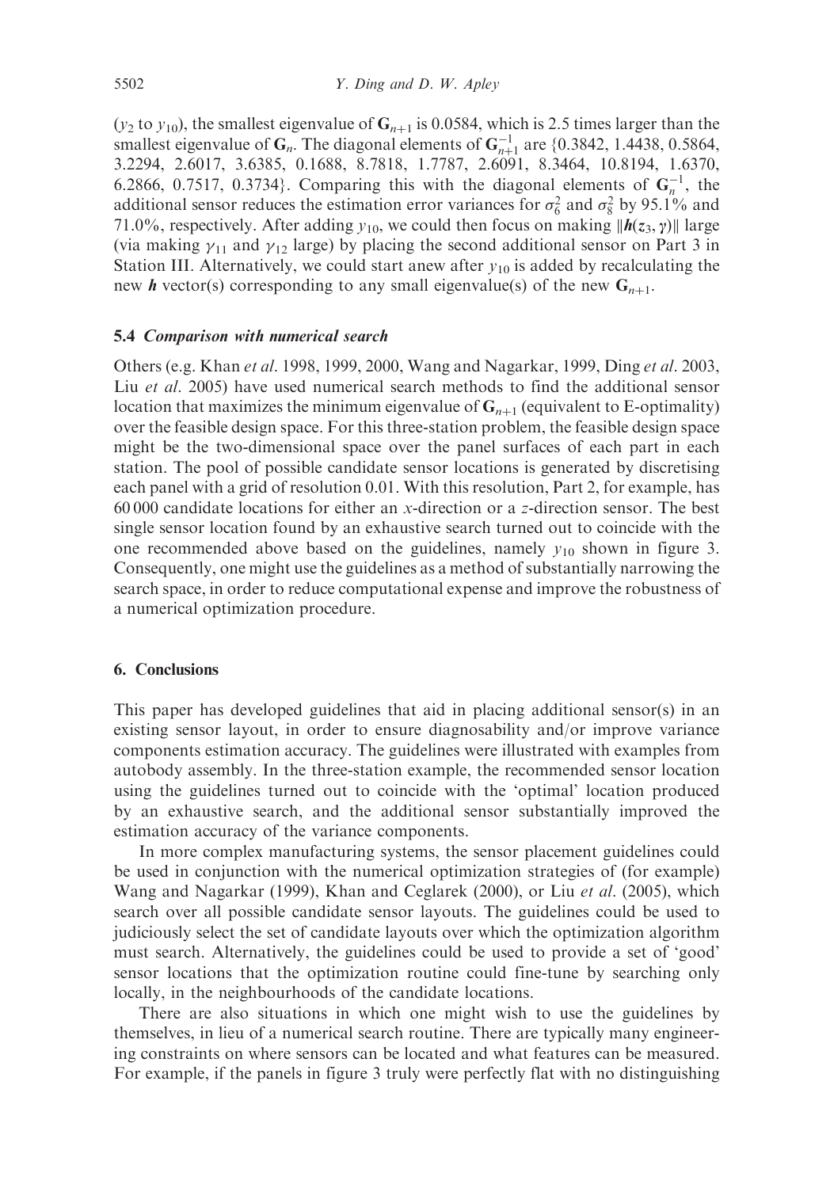($y_2$ to $y_{10}$), the smallest eigenvalue of $\mathbf{G}_{n+1}$ is 0.0584, which is 2.5 times larger than the smallest eigenvalue of $\mathbf{G}_n$. The diagonal elements of $\mathbf{G}_{n+1}^{-1}$ are {0.3842, 1.4438, 0.5864, 3.2294, 2.6017, 3.6385, 0.1688, 8.7818, 1.7787, 2.6091, 8.3464, 10.8194, 1.6370, 6.2866, 0.7517, 0.3734}. Comparing this with the diagonal elements of $\mathbf{G}_n^{-1}$, the additional sensor reduces the estimation error variances for $\sigma_6^2$ and $\sigma_8^2$ by 95.1% and 71.0%, respectively. After adding $y_{10}$, we could then focus on making $\|\boldsymbol{h}(z_3, \gamma)\|$ large (via making $\gamma_{11}$ and $\gamma_{12}$ large) by placing the second additional sensor on Part 3 in Station III. Alternatively, we could start anew after $y_{10}$ is added by recalculating the new $\boldsymbol{h}$ vector(s) corresponding to any small eigenvalue(s) of the new $\mathbf{G}_{n+1}$.

### 5.4 *Comparison with numerical search*

Others (e.g. Khan *et al*. 1998, 1999, 2000, Wang and Nagarkar, 1999, Ding *et al*. 2003, Liu *et al*. 2005) have used numerical search methods to find the additional sensor location that maximizes the minimum eigenvalue of $\mathbf{G}_{n+1}$ (equivalent to E-optimality) over the feasible design space. For this three-station problem, the feasible design space might be the two-dimensional space over the panel surfaces of each part in each station. The pool of possible candidate sensor locations is generated by discretising each panel with a grid of resolution 0.01. With this resolution, Part 2, for example, has 60 000 candidate locations for either an $x$-direction or a $z$-direction sensor. The best single sensor location found by an exhaustive search turned out to coincide with the one recommended above based on the guidelines, namely $y_{10}$ shown in figure 3. Consequently, one might use the guidelines as a method of substantially narrowing the search space, in order to reduce computational expense and improve the robustness of a numerical optimization procedure.

## 6. Conclusions

This paper has developed guidelines that aid in placing additional sensor(s) in an existing sensor layout, in order to ensure diagnosability and/or improve variance components estimation accuracy. The guidelines were illustrated with examples from autobody assembly. In the three-station example, the recommended sensor location using the guidelines turned out to coincide with the 'optimal' location produced by an exhaustive search, and the additional sensor substantially improved the estimation accuracy of the variance components.

In more complex manufacturing systems, the sensor placement guidelines could be used in conjunction with the numerical optimization strategies of (for example) Wang and Nagarkar (1999), Khan and Ceglarek (2000), or Liu *et al*. (2005), which search over all possible candidate sensor layouts. The guidelines could be used to judiciously select the set of candidate layouts over which the optimization algorithm must search. Alternatively, the guidelines could be used to provide a set of 'good' sensor locations that the optimization routine could fine-tune by searching only locally, in the neighbourhoods of the candidate locations.

There are also situations in which one might wish to use the guidelines by themselves, in lieu of a numerical search routine. There are typically many engineering constraints on where sensors can be located and what features can be measured. For example, if the panels in figure 3 truly were perfectly flat with no distinguishing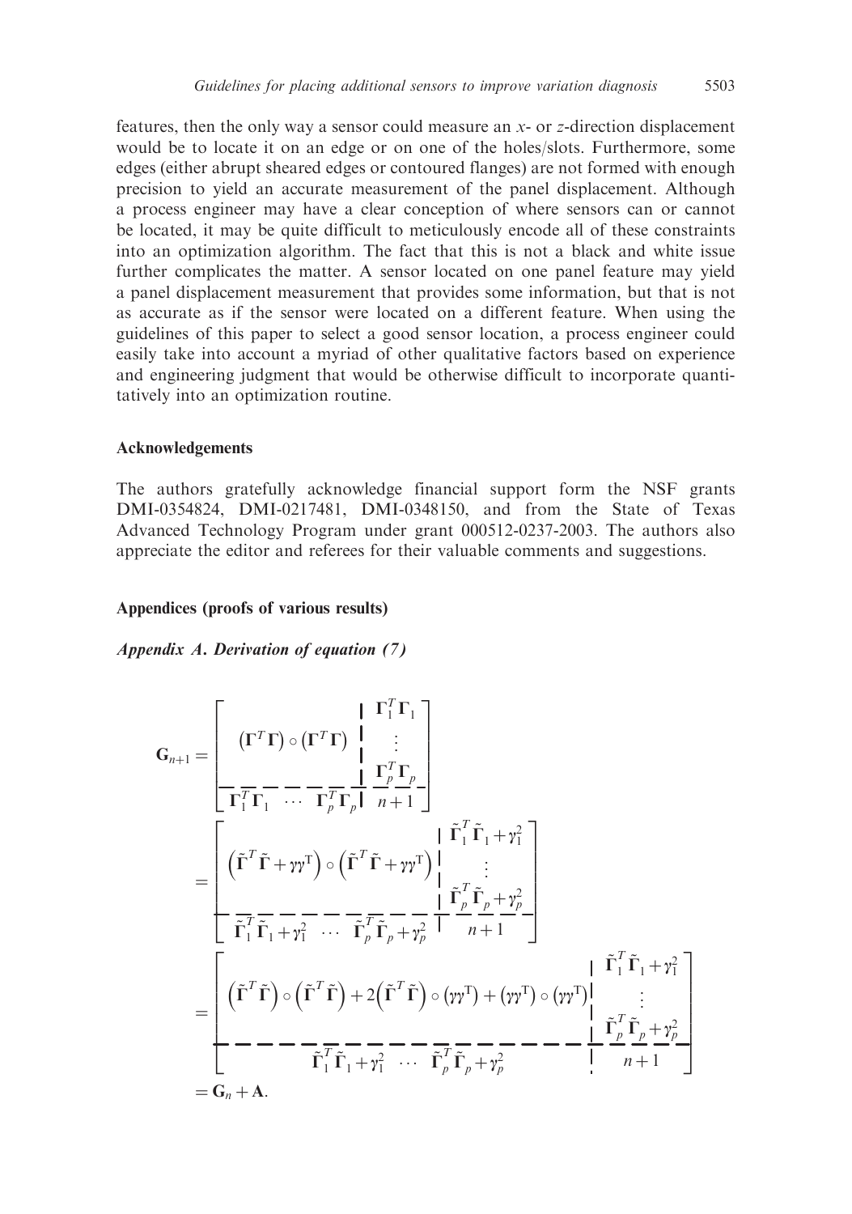features, then the only way a sensor could measure an $x$- or $z$-direction displacement would be to locate it on an edge or on one of the holes/slots. Furthermore, some edges (either abrupt sheared edges or contoured flanges) are not formed with enough precision to yield an accurate measurement of the panel displacement. Although a process engineer may have a clear conception of where sensors can or cannot be located, it may be quite difficult to meticulously encode all of these constraints into an optimization algorithm. The fact that this is not a black and white issue further complicates the matter. A sensor located on one panel feature may yield a panel displacement measurement that provides some information, but that is not as accurate as if the sensor were located on a different feature. When using the guidelines of this paper to select a good sensor location, a process engineer could easily take into account a myriad of other qualitative factors based on experience and engineering judgment that would be otherwise difficult to incorporate quantitatively into an optimization routine.

### Acknowledgements

The authors gratefully acknowledge financial support form the NSF grants DMI-0354824, DMI-0217481, DMI-0348150, and from the State of Texas Advanced Technology Program under grant 000512-0237-2003. The authors also appreciate the editor and referees for their valuable comments and suggestions.

### Appendices (proofs of various results)

#### *Appendix A. Derivation of equation (7)*

$$
\begin{aligned}
\mathbf{G}_{n+1} &= \left[\begin{array}{c|c}
\left(\boldsymbol{\Gamma}^T\boldsymbol{\Gamma}\right)\circ\left(\boldsymbol{\Gamma}^T\boldsymbol{\Gamma}\right) & \begin{array}{c}\boldsymbol{\Gamma}_1^T\boldsymbol{\Gamma}_1\\ \vdots \\ \boldsymbol{\Gamma}_p^T\boldsymbol{\Gamma}_p\end{array} \\
\hline
\boldsymbol{\Gamma}_1^T\boldsymbol{\Gamma}_1 \;\cdots\; \boldsymbol{\Gamma}_p^T\boldsymbol{\Gamma}_p & n+1
\end{array}\right] \\
&= \left[\begin{array}{c|c}
\left(\tilde{\boldsymbol{\Gamma}}^T\tilde{\boldsymbol{\Gamma}}+\gamma\gamma^{\mathrm{T}}\right)\circ\left(\tilde{\boldsymbol{\Gamma}}^T\tilde{\boldsymbol{\Gamma}}+\gamma\gamma^{\mathrm{T}}\right) & \begin{array}{c}\tilde{\boldsymbol{\Gamma}}_1^T\tilde{\boldsymbol{\Gamma}}_1+\gamma_1^2\\ \vdots \\ \tilde{\boldsymbol{\Gamma}}_p^T\tilde{\boldsymbol{\Gamma}}_p+\gamma_p^2\end{array} \\
\hline
\tilde{\boldsymbol{\Gamma}}_1^T\tilde{\boldsymbol{\Gamma}}_1+\gamma_1^2 \;\cdots\; \tilde{\boldsymbol{\Gamma}}_p^T\tilde{\boldsymbol{\Gamma}}_p+\gamma_p^2 & n+1
\end{array}\right] \\
&= \left[\begin{array}{c|c}
\left(\tilde{\boldsymbol{\Gamma}}^T\tilde{\boldsymbol{\Gamma}}\right)\circ\left(\tilde{\boldsymbol{\Gamma}}^T\tilde{\boldsymbol{\Gamma}}\right)+2\left(\tilde{\boldsymbol{\Gamma}}^T\tilde{\boldsymbol{\Gamma}}\right)\circ\left(\gamma\gamma^{\mathrm{T}}\right)+\left(\gamma\gamma^{\mathrm{T}}\right)\circ\left(\gamma\gamma^{\mathrm{T}}\right) & \begin{array}{c}\tilde{\boldsymbol{\Gamma}}_1^T\tilde{\boldsymbol{\Gamma}}_1+\gamma_1^2\\ \vdots \\ \tilde{\boldsymbol{\Gamma}}_p^T\tilde{\boldsymbol{\Gamma}}_p+\gamma_p^2\end{array} \\
\hline
\tilde{\boldsymbol{\Gamma}}_1^T\tilde{\boldsymbol{\Gamma}}_1+\gamma_1^2 \;\cdots\; \tilde{\boldsymbol{\Gamma}}_p^T\tilde{\boldsymbol{\Gamma}}_p+\gamma_p^2 & n+1
\end{array}\right] \\
&= \mathbf{G}_n + \mathbf{A}.
\end{aligned}
$$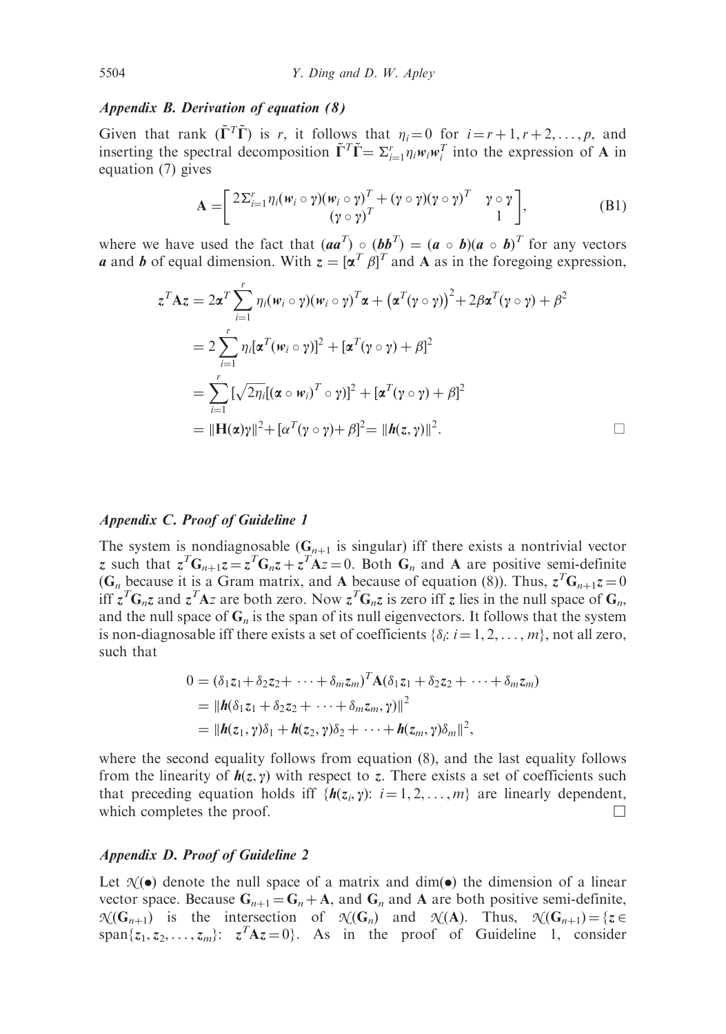### *Appendix B. Derivation of equation (8)*

Given that rank $(\tilde{\boldsymbol{\Gamma}}^T\tilde{\boldsymbol{\Gamma}})$ is $r$, it follows that $\eta_i = 0$ for $i = r+1, r+2, \ldots, p$, and inserting the spectral decomposition $\tilde{\boldsymbol{\Gamma}}^T\tilde{\boldsymbol{\Gamma}} = \Sigma_{i=1}^r \eta_i \boldsymbol{w}_i \boldsymbol{w}_i^T$ into the expression of $\mathbf{A}$ in equation (7) gives

$$\mathbf{A} = \begin{bmatrix} 2\Sigma_{i=1}^r \eta_i (\boldsymbol{w}_i \circ \boldsymbol{\gamma})(\boldsymbol{w}_i \circ \boldsymbol{\gamma})^T + (\boldsymbol{\gamma} \circ \boldsymbol{\gamma})(\boldsymbol{\gamma} \circ \boldsymbol{\gamma})^T & \boldsymbol{\gamma} \circ \boldsymbol{\gamma} \\ (\boldsymbol{\gamma} \circ \boldsymbol{\gamma})^T & 1 \end{bmatrix}, \tag{B1}$$

where we have used the fact that $(\boldsymbol{a}\boldsymbol{a}^T) \circ (\boldsymbol{b}\boldsymbol{b}^T) = (\boldsymbol{a} \circ \boldsymbol{b})(\boldsymbol{a} \circ \boldsymbol{b})^T$ for any vectors $\boldsymbol{a}$ and $\boldsymbol{b}$ of equal dimension. With $\boldsymbol{z} = [\boldsymbol{\alpha}^T \ \beta]^T$ and $\mathbf{A}$ as in the foregoing expression,

$$\begin{aligned}
\boldsymbol{z}^T\mathbf{A}\boldsymbol{z} &= 2\boldsymbol{\alpha}^T \sum_{i=1}^r \eta_i (\boldsymbol{w}_i \circ \boldsymbol{\gamma})(\boldsymbol{w}_i \circ \boldsymbol{\gamma})^T \boldsymbol{\alpha} + \left(\boldsymbol{\alpha}^T(\boldsymbol{\gamma} \circ \boldsymbol{\gamma})\right)^2 + 2\beta\boldsymbol{\alpha}^T(\boldsymbol{\gamma} \circ \boldsymbol{\gamma}) + \beta^2 \\
&= 2\sum_{i=1}^r \eta_i [\boldsymbol{\alpha}^T(\boldsymbol{w}_i \circ \boldsymbol{\gamma})]^2 + [\boldsymbol{\alpha}^T(\boldsymbol{\gamma} \circ \boldsymbol{\gamma}) + \beta]^2 \\
&= \sum_{i=1}^r [\sqrt{2\eta_i}[(\boldsymbol{\alpha} \circ \boldsymbol{w}_i)^T \circ \boldsymbol{\gamma})]^2 + [\boldsymbol{\alpha}^T(\boldsymbol{\gamma} \circ \boldsymbol{\gamma}) + \beta]^2 \\
&= \|\mathbf{H}(\boldsymbol{\alpha})\boldsymbol{\gamma}\|^2 + [\alpha^T(\boldsymbol{\gamma} \circ \boldsymbol{\gamma}) + \beta]^2 = \|\boldsymbol{h}(\boldsymbol{z}, \boldsymbol{\gamma})\|^2.
\end{aligned}$$

□

### *Appendix C. Proof of Guideline 1*

The system is nondiagnosable ($\mathbf{G}_{n+1}$ is singular) iff there exists a nontrivial vector $\boldsymbol{z}$ such that $\boldsymbol{z}^T\mathbf{G}_{n+1}\boldsymbol{z} = \boldsymbol{z}^T\mathbf{G}_n\boldsymbol{z} + \boldsymbol{z}^T\mathbf{A}\boldsymbol{z} = 0$. Both $\mathbf{G}_n$ and $\mathbf{A}$ are positive semi-definite ($\mathbf{G}_n$ because it is a Gram matrix, and $\mathbf{A}$ because of equation (8)). Thus, $\boldsymbol{z}^T\mathbf{G}_{n+1}\boldsymbol{z} = 0$ iff $\boldsymbol{z}^T\mathbf{G}_n\boldsymbol{z}$ and $\boldsymbol{z}^T\mathbf{A}\boldsymbol{z}$ are both zero. Now $\boldsymbol{z}^T\mathbf{G}_n\boldsymbol{z}$ is zero iff $\boldsymbol{z}$ lies in the null space of $\mathbf{G}_n$, and the null space of $\mathbf{G}_n$ is the span of its null eigenvectors. It follows that the system is non-diagnosable iff there exists a set of coefficients $\{\delta_i: i = 1, 2, \ldots, m\}$, not all zero, such that

$$\begin{aligned}
0 &= (\delta_1\boldsymbol{z}_1 + \delta_2\boldsymbol{z}_2 + \cdots + \delta_m\boldsymbol{z}_m)^T\mathbf{A}(\delta_1\boldsymbol{z}_1 + \delta_2\boldsymbol{z}_2 + \cdots + \delta_m\boldsymbol{z}_m) \\
&= \|\boldsymbol{h}(\delta_1\boldsymbol{z}_1 + \delta_2\boldsymbol{z}_2 + \cdots + \delta_m\boldsymbol{z}_m, \boldsymbol{\gamma})\|^2 \\
&= \|\boldsymbol{h}(\boldsymbol{z}_1, \boldsymbol{\gamma})\delta_1 + \boldsymbol{h}(\boldsymbol{z}_2, \boldsymbol{\gamma})\delta_2 + \cdots + \boldsymbol{h}(\boldsymbol{z}_m, \boldsymbol{\gamma})\delta_m\|^2,
\end{aligned}$$

where the second equality follows from equation (8), and the last equality follows from the linearity of $\boldsymbol{h}(\boldsymbol{z}, \boldsymbol{\gamma})$ with respect to $\boldsymbol{z}$. There exists a set of coefficients such that preceding equation holds iff $\{\boldsymbol{h}(\boldsymbol{z}_i, \boldsymbol{\gamma}): i = 1, 2, \ldots, m\}$ are linearly dependent, which completes the proof. □

### *Appendix D. Proof of Guideline 2*

Let $\mathcal{N}(\bullet)$ denote the null space of a matrix and $\dim(\bullet)$ the dimension of a linear vector space. Because $\mathbf{G}_{n+1} = \mathbf{G}_n + \mathbf{A}$, and $\mathbf{G}_n$ and $\mathbf{A}$ are both positive semi-definite, $\mathcal{N}(\mathbf{G}_{n+1})$ is the intersection of $\mathcal{N}(\mathbf{G}_n)$ and $\mathcal{N}(\mathbf{A})$. Thus, $\mathcal{N}(\mathbf{G}_{n+1}) = \{\boldsymbol{z} \in \text{span}\{\boldsymbol{z}_1, \boldsymbol{z}_2, \ldots, \boldsymbol{z}_m\}: \ \boldsymbol{z}^T\mathbf{A}\boldsymbol{z} = 0\}$. As in the proof of Guideline 1, consider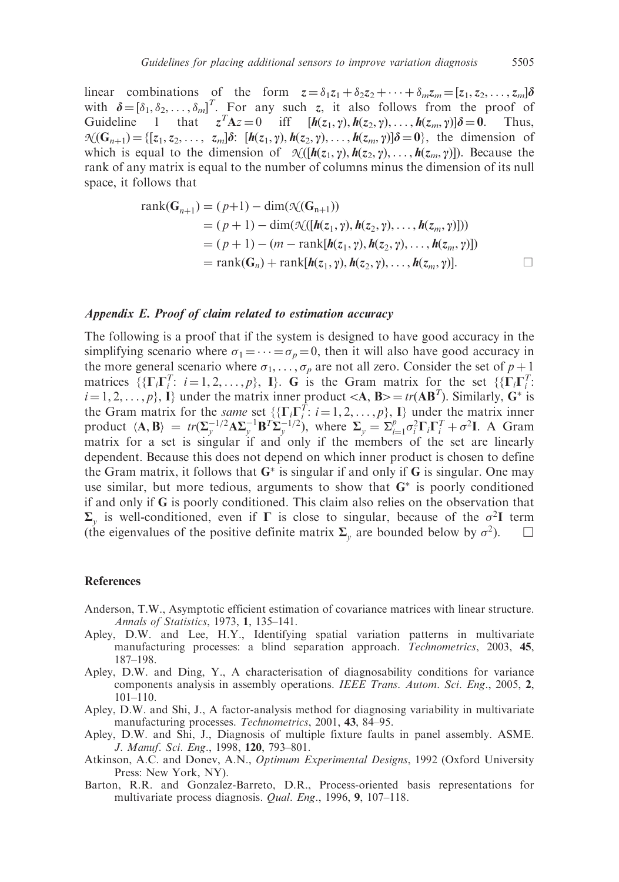linear combinations of the form $z = \delta_1 z_1 + \delta_2 z_2 + \cdots + \delta_m z_m = [z_1, z_2, \ldots, z_m]\boldsymbol{\delta}$ with $\boldsymbol{\delta} = [\delta_1, \delta_2, \ldots, \delta_m]^T$. For any such $z$, it also follows from the proof of Guideline 1 that $z^T \mathbf{A} z = 0$ iff $[\boldsymbol{h}(z_1, \gamma), \boldsymbol{h}(z_2, \gamma), \ldots, \boldsymbol{h}(z_m, \gamma)]\boldsymbol{\delta} = \mathbf{0}$. Thus, $\mathcal{N}(\mathbf{G}_{n+1}) = \{[z_1, z_2, \ldots, z_m]\boldsymbol{\delta}\colon [\boldsymbol{h}(z_1, \gamma), \boldsymbol{h}(z_2, \gamma), \ldots, \boldsymbol{h}(z_m, \gamma)]\boldsymbol{\delta} = \mathbf{0}\}$, the dimension of which is equal to the dimension of $\mathcal{N}([\boldsymbol{h}(z_1, \gamma), \boldsymbol{h}(z_2, \gamma), \ldots, \boldsymbol{h}(z_m, \gamma)])$. Because the rank of any matrix is equal to the number of columns minus the dimension of its null space, it follows that

$$
\begin{aligned}
\text{rank}(\mathbf{G}_{n+1}) &= (p+1) - \dim(\mathcal{N}(\mathbf{G}_{n+1})) \\
&= (p+1) - \dim(\mathcal{N}([\boldsymbol{h}(z_1, \gamma), \boldsymbol{h}(z_2, \gamma), \ldots, \boldsymbol{h}(z_m, \gamma)])) \\
&= (p+1) - (m - \text{rank}[\boldsymbol{h}(z_1, \gamma), \boldsymbol{h}(z_2, \gamma), \ldots, \boldsymbol{h}(z_m, \gamma)]) \\
&= \text{rank}(\mathbf{G}_n) + \text{rank}[\boldsymbol{h}(z_1, \gamma), \boldsymbol{h}(z_2, \gamma), \ldots, \boldsymbol{h}(z_m, \gamma)]. \qquad \square
\end{aligned}
$$

### *Appendix E. Proof of claim related to estimation accuracy*

The following is a proof that if the system is designed to have good accuracy in the simplifying scenario where $\sigma_1 = \cdots = \sigma_p = 0$, then it will also have good accuracy in the more general scenario where $\sigma_1, \ldots, \sigma_p$ are not all zero. Consider the set of $p+1$ matrices $\{\{\boldsymbol{\Gamma}_i \boldsymbol{\Gamma}_i^T\colon i = 1, 2, \ldots, p\}, \mathbf{I}\}$. $\mathbf{G}$ is the Gram matrix for the set $\{\{\boldsymbol{\Gamma}_i \boldsymbol{\Gamma}_i^T\colon i = 1, 2, \ldots, p\}, \mathbf{I}\}$ under the matrix inner product $<\mathbf{A}, \mathbf{B}> = tr(\mathbf{A}\mathbf{B}^T)$. Similarly, $\mathbf{G}^*$ is the Gram matrix for the *same* set $\{\{\boldsymbol{\Gamma}_i \boldsymbol{\Gamma}_i^T\colon i = 1, 2, \ldots, p\}, \mathbf{I}\}$ under the matrix inner product $\langle \mathbf{A}, \mathbf{B} \rangle = tr(\boldsymbol{\Sigma}_y^{-1/2} \mathbf{A} \boldsymbol{\Sigma}_y^{-1} \mathbf{B}^T \boldsymbol{\Sigma}_y^{-1/2})$, where $\boldsymbol{\Sigma}_y = \Sigma_{i=1}^p \sigma_i^2 \boldsymbol{\Gamma}_i \boldsymbol{\Gamma}_i^T + \sigma^2 \mathbf{I}$. A Gram matrix for a set is singular if and only if the members of the set are linearly dependent. Because this does not depend on which inner product is chosen to define the Gram matrix, it follows that $\mathbf{G}^*$ is singular if and only if $\mathbf{G}$ is singular. One may use similar, but more tedious, arguments to show that $\mathbf{G}^*$ is poorly conditioned if and only if $\mathbf{G}$ is poorly conditioned. This claim also relies on the observation that $\boldsymbol{\Sigma}_y$ is well-conditioned, even if $\boldsymbol{\Gamma}$ is close to singular, because of the $\sigma^2 \mathbf{I}$ term (the eigenvalues of the positive definite matrix $\boldsymbol{\Sigma}_y$ are bounded below by $\sigma^2$). $\square$

## References

Anderson, T.W., Asymptotic efficient estimation of covariance matrices with linear structure. *Annals of Statistics*, 1973, **1**, 135–141.

Apley, D.W. and Lee, H.Y., Identifying spatial variation patterns in multivariate manufacturing processes: a blind separation approach. *Technometrics*, 2003, **45**, 187–198.

Apley, D.W. and Ding, Y., A characterisation of diagnosability conditions for variance components analysis in assembly operations. *IEEE Trans. Autom. Sci. Eng.*, 2005, **2**, 101–110.

Apley, D.W. and Shi, J., A factor-analysis method for diagnosing variability in multivariate manufacturing processes. *Technometrics*, 2001, **43**, 84–95.

Apley, D.W. and Shi, J., Diagnosis of multiple fixture faults in panel assembly. ASME. *J. Manuf. Sci. Eng.*, 1998, **120**, 793–801.

Atkinson, A.C. and Donev, A.N., *Optimum Experimental Designs*, 1992 (Oxford University Press: New York, NY).

Barton, R.R. and Gonzalez-Barreto, D.R., Process-oriented basis representations for multivariate process diagnosis. *Qual. Eng.*, 1996, **9**, 107–118.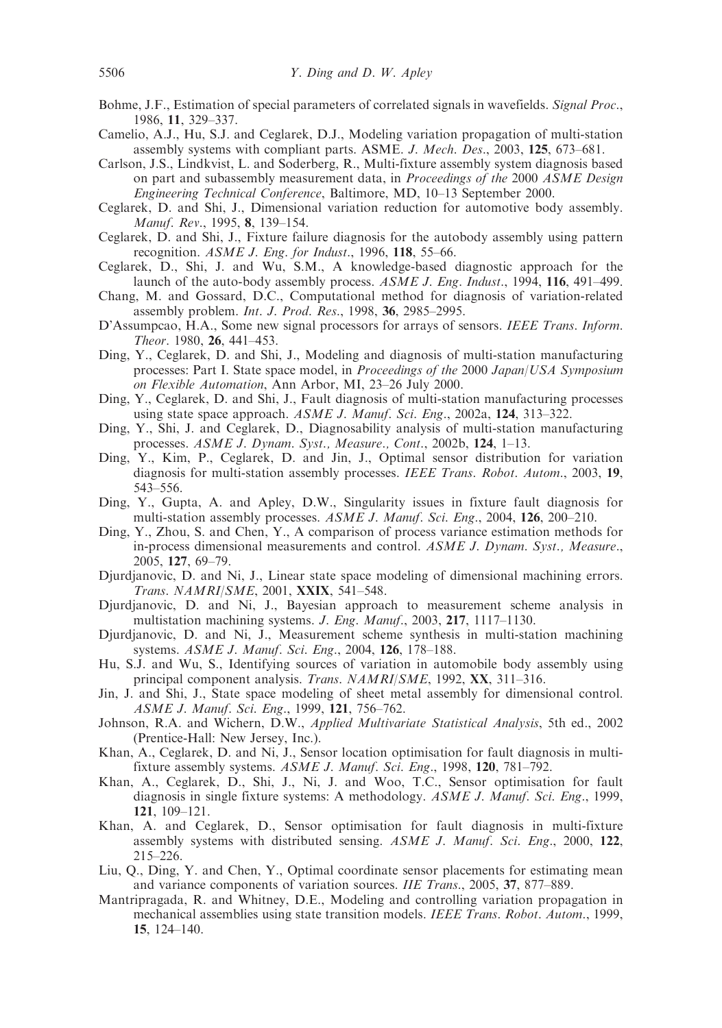Bohme, J.F., Estimation of special parameters of correlated signals in wavefields. *Signal Proc.*, 1986, **11**, 329–337.

Camelio, A.J., Hu, S.J. and Ceglarek, D.J., Modeling variation propagation of multi-station assembly systems with compliant parts. ASME. *J. Mech. Des.*, 2003, **125**, 673–681.

Carlson, J.S., Lindkvist, L. and Soderberg, R., Multi-fixture assembly system diagnosis based on part and subassembly measurement data, in *Proceedings of the* 2000 *ASME Design Engineering Technical Conference*, Baltimore, MD, 10–13 September 2000.

Ceglarek, D. and Shi, J., Dimensional variation reduction for automotive body assembly. *Manuf. Rev.*, 1995, **8**, 139–154.

Ceglarek, D. and Shi, J., Fixture failure diagnosis for the autobody assembly using pattern recognition. *ASME J. Eng. for Indust.*, 1996, **118**, 55–66.

Ceglarek, D., Shi, J. and Wu, S.M., A knowledge-based diagnostic approach for the launch of the auto-body assembly process. *ASME J. Eng. Indust.*, 1994, **116**, 491–499.

Chang, M. and Gossard, D.C., Computational method for diagnosis of variation-related assembly problem. *Int. J. Prod. Res.*, 1998, **36**, 2985–2995.

D'Assumpcao, H.A., Some new signal processors for arrays of sensors. *IEEE Trans. Inform. Theor.* 1980, **26**, 441–453.

Ding, Y., Ceglarek, D. and Shi, J., Modeling and diagnosis of multi-station manufacturing processes: Part I. State space model, in *Proceedings of the* 2000 *Japan/USA Symposium on Flexible Automation*, Ann Arbor, MI, 23–26 July 2000.

Ding, Y., Ceglarek, D. and Shi, J., Fault diagnosis of multi-station manufacturing processes using state space approach. *ASME J. Manuf. Sci. Eng.*, 2002a, **124**, 313–322.

Ding, Y., Shi, J. and Ceglarek, D., Diagnosability analysis of multi-station manufacturing processes. *ASME J. Dynam. Syst., Measure., Cont.*, 2002b, **124**, 1–13.

Ding, Y., Kim, P., Ceglarek, D. and Jin, J., Optimal sensor distribution for variation diagnosis for multi-station assembly processes. *IEEE Trans. Robot. Autom.*, 2003, **19**, 543–556.

Ding, Y., Gupta, A. and Apley, D.W., Singularity issues in fixture fault diagnosis for multi-station assembly processes. *ASME J. Manuf. Sci. Eng.*, 2004, **126**, 200–210.

Ding, Y., Zhou, S. and Chen, Y., A comparison of process variance estimation methods for in-process dimensional measurements and control. *ASME J. Dynam. Syst., Measure.*, 2005, **127**, 69–79.

Djurdjanovic, D. and Ni, J., Linear state space modeling of dimensional machining errors. *Trans. NAMRI/SME*, 2001, **XXIX**, 541–548.

Djurdjanovic, D. and Ni, J., Bayesian approach to measurement scheme analysis in multistation machining systems. *J. Eng. Manuf.*, 2003, **217**, 1117–1130.

Djurdjanovic, D. and Ni, J., Measurement scheme synthesis in multi-station machining systems. *ASME J. Manuf. Sci. Eng.*, 2004, **126**, 178–188.

Hu, S.J. and Wu, S., Identifying sources of variation in automobile body assembly using principal component analysis. *Trans. NAMRI/SME*, 1992, **XX**, 311–316.

Jin, J. and Shi, J., State space modeling of sheet metal assembly for dimensional control. *ASME J. Manuf. Sci. Eng.*, 1999, **121**, 756–762.

Johnson, R.A. and Wichern, D.W., *Applied Multivariate Statistical Analysis*, 5th ed., 2002 (Prentice-Hall: New Jersey, Inc.).

Khan, A., Ceglarek, D. and Ni, J., Sensor location optimisation for fault diagnosis in multi-fixture assembly systems. *ASME J. Manuf. Sci. Eng.*, 1998, **120**, 781–792.

Khan, A., Ceglarek, D., Shi, J., Ni, J. and Woo, T.C., Sensor optimisation for fault diagnosis in single fixture systems: A methodology. *ASME J. Manuf. Sci. Eng.*, 1999, **121**, 109–121.

Khan, A. and Ceglarek, D., Sensor optimisation for fault diagnosis in multi-fixture assembly systems with distributed sensing. *ASME J. Manuf. Sci. Eng.*, 2000, **122**, 215–226.

Liu, Q., Ding, Y. and Chen, Y., Optimal coordinate sensor placements for estimating mean and variance components of variation sources. *IIE Trans.*, 2005, **37**, 877–889.

Mantripragada, R. and Whitney, D.E., Modeling and controlling variation propagation in mechanical assemblies using state transition models. *IEEE Trans. Robot. Autom.*, 1999, **15**, 124–140.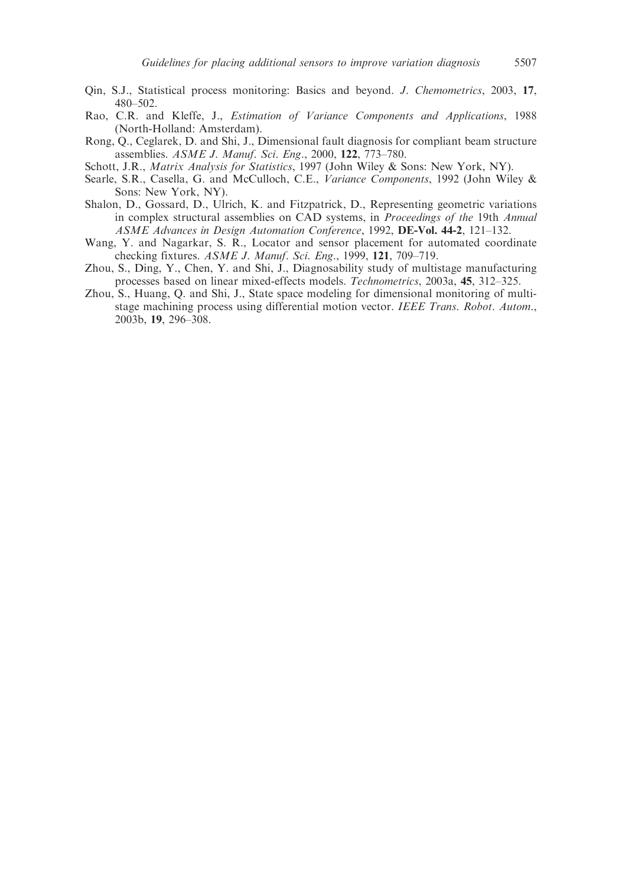Qin, S.J., Statistical process monitoring: Basics and beyond. *J. Chemometrics*, 2003, **17**, 480–502.

Rao, C.R. and Kleffe, J., *Estimation of Variance Components and Applications*, 1988 (North-Holland: Amsterdam).

Rong, Q., Ceglarek, D. and Shi, J., Dimensional fault diagnosis for compliant beam structure assemblies. *ASME J. Manuf. Sci. Eng.*, 2000, **122**, 773–780.

Schott, J.R., *Matrix Analysis for Statistics*, 1997 (John Wiley & Sons: New York, NY).

Searle, S.R., Casella, G. and McCulloch, C.E., *Variance Components*, 1992 (John Wiley & Sons: New York, NY).

Shalon, D., Gossard, D., Ulrich, K. and Fitzpatrick, D., Representing geometric variations in complex structural assemblies on CAD systems, in *Proceedings of the* 19th *Annual ASME Advances in Design Automation Conference*, 1992, **DE-Vol. 44-2**, 121–132.

Wang, Y. and Nagarkar, S. R., Locator and sensor placement for automated coordinate checking fixtures. *ASME J. Manuf. Sci. Eng.*, 1999, **121**, 709–719.

Zhou, S., Ding, Y., Chen, Y. and Shi, J., Diagnosability study of multistage manufacturing processes based on linear mixed-effects models. *Technometrics*, 2003a, **45**, 312–325.

Zhou, S., Huang, Q. and Shi, J., State space modeling for dimensional monitoring of multistage machining process using differential motion vector. *IEEE Trans. Robot. Autom.*, 2003b, **19**, 296–308.